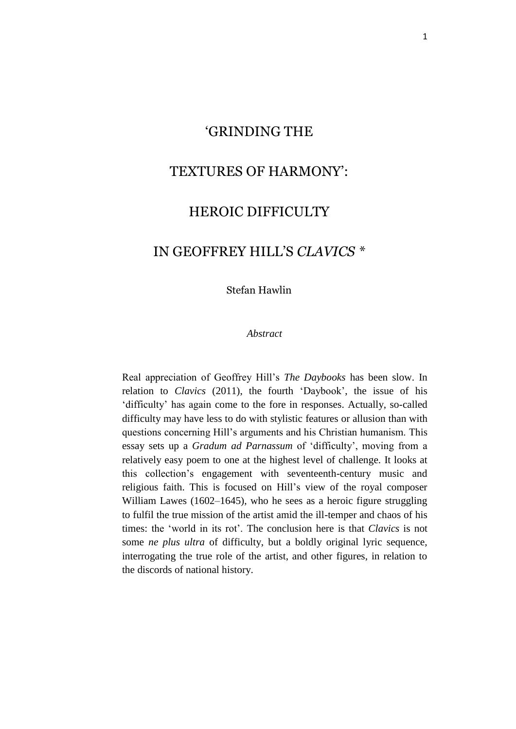# 'GRINDING THE TEXTURES OF HARMONY': HEROIC DIFFICULTY IN GEOFFREY HILL'S *CLAVICS* *

Stefan Hawlin

*Abstract*

Real appreciation of Geoffrey Hill's *The Daybooks* has been slow. In relation to *Clavics* (2011), the fourth 'Daybook', the issue of his 'difficulty' has again come to the fore in responses. Actually, so-called difficulty may have less to do with stylistic features or allusion than with questions concerning Hill's arguments and his Christian humanism. This essay sets up a *Gradum ad Parnassum* of 'difficulty', moving from a relatively easy poem to one at the highest level of challenge. It looks at this collection's engagement with seventeenth-century music and religious faith. This is focused on Hill's view of the royal composer William Lawes (1602–1645), who he sees as a heroic figure struggling to fulfil the true mission of the artist amid the ill-temper and chaos of his times: the 'world in its rot'. The conclusion here is that *Clavics* is not some *ne plus ultra* of difficulty, but a boldly original lyric sequence, interrogating the true role of the artist, and other figures, in relation to the discords of national history.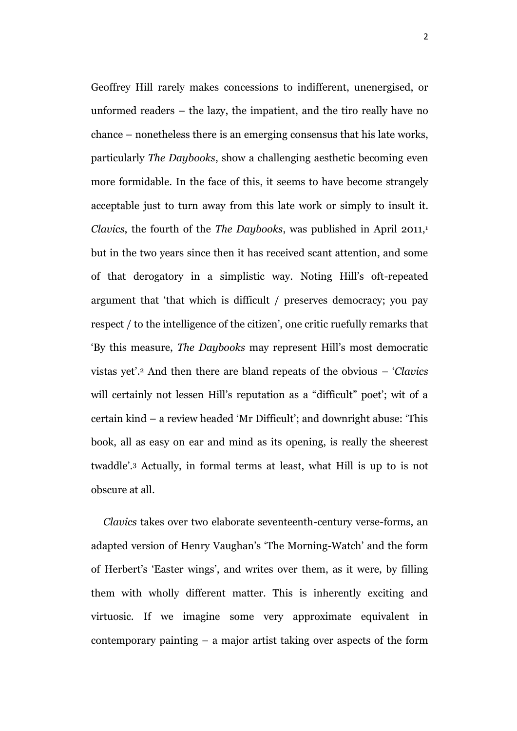Geoffrey Hill rarely makes concessions to indifferent, unenergised, or unformed readers – the lazy, the impatient, and the tiro really have no chance – nonetheless there is an emerging consensus that his late works, particularly *The Daybooks*, show a challenging aesthetic becoming even more formidable. In the face of this, it seems to have become strangely acceptable just to turn away from this late work or simply to insult it. *Clavics*, the fourth of the *The Daybooks*, was published in April 2011,[1] but in the two years since then it has received scant attention, and some of that derogatory in a simplistic way. Noting Hill's oft-repeated argument that 'that which is difficult / preserves democracy; you pay respect / to the intelligence of the citizen', one critic ruefully remarks that 'By this measure, *The Daybooks* may represent Hill's most democratic vistas yet'.[2] And then there are bland repeats of the obvious – '*Clavics* will certainly not lessen Hill's reputation as a "difficult" poet'; wit of a certain kind – a review headed 'Mr Difficult'; and downright abuse: 'This book, all as easy on ear and mind as its opening, is really the sheerest twaddle'.[3] Actually, in formal terms at least, what Hill is up to is not obscure at all.

*Clavics* takes over two elaborate seventeenth-century verse-forms, an adapted version of Henry Vaughan's 'The Morning-Watch' and the form of Herbert's 'Easter wings', and writes over them, as it were, by filling them with wholly different matter. This is inherently exciting and virtuosic. If we imagine some very approximate equivalent in contemporary painting – a major artist taking over aspects of the form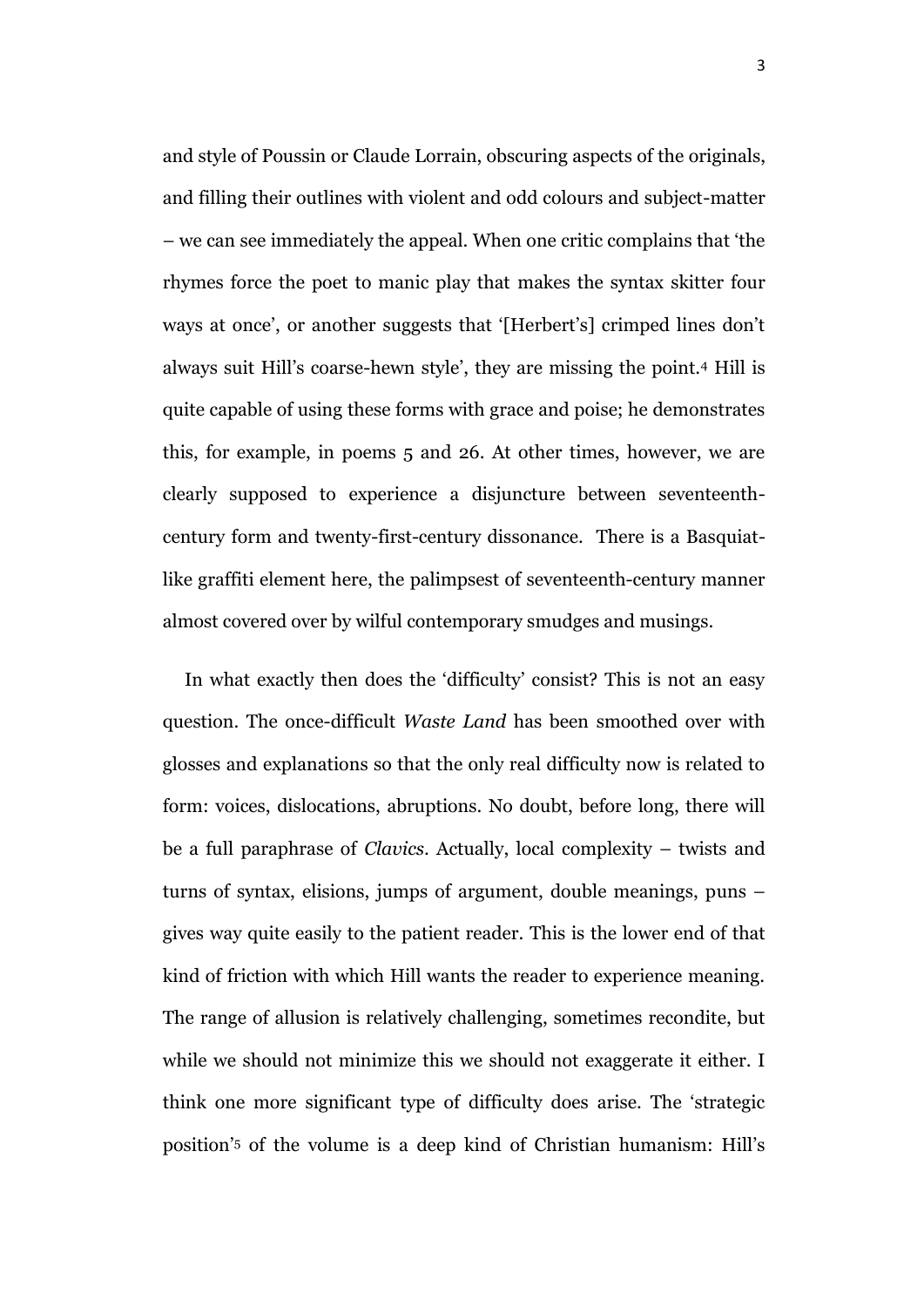and style of Poussin or Claude Lorrain, obscuring aspects of the originals, and filling their outlines with violent and odd colours and subject-matter – we can see immediately the appeal. When one critic complains that 'the rhymes force the poet to manic play that makes the syntax skitter four ways at once', or another suggests that '[Herbert's] crimped lines don't always suit Hill's coarse-hewn style', they are missing the point.[4] Hill is quite capable of using these forms with grace and poise; he demonstrates this, for example, in poems 5 and 26. At other times, however, we are clearly supposed to experience a disjuncture between seventeenth-century form and twenty-first-century dissonance. There is a Basquiat-like graffiti element here, the palimpsest of seventeenth-century manner almost covered over by wilful contemporary smudges and musings.

In what exactly then does the 'difficulty' consist? This is not an easy question. The once-difficult *Waste Land* has been smoothed over with glosses and explanations so that the only real difficulty now is related to form: voices, dislocations, abruptions. No doubt, before long, there will be a full paraphrase of *Clavics*. Actually, local complexity – twists and turns of syntax, elisions, jumps of argument, double meanings, puns – gives way quite easily to the patient reader. This is the lower end of that kind of friction with which Hill wants the reader to experience meaning. The range of allusion is relatively challenging, sometimes recondite, but while we should not minimize this we should not exaggerate it either. I think one more significant type of difficulty does arise. The 'strategic position'[5] of the volume is a deep kind of Christian humanism: Hill's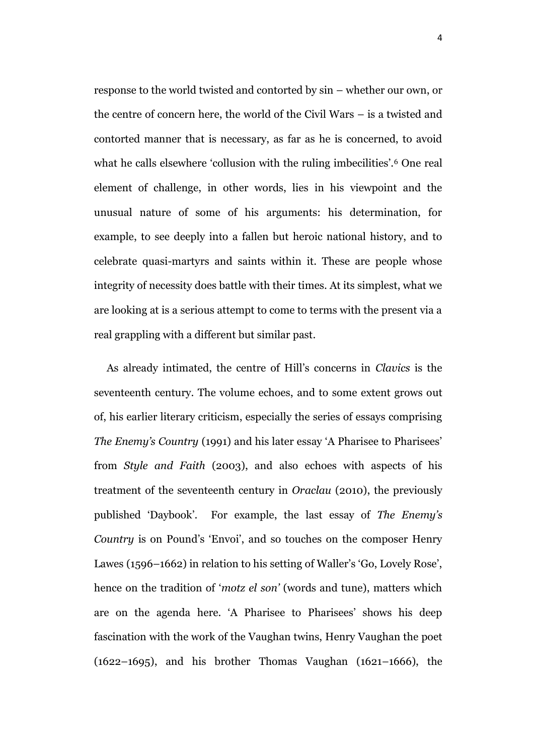response to the world twisted and contorted by sin – whether our own, or the centre of concern here, the world of the Civil Wars – is a twisted and contorted manner that is necessary, as far as he is concerned, to avoid what he calls elsewhere 'collusion with the ruling imbecilities'.[6] One real element of challenge, in other words, lies in his viewpoint and the unusual nature of some of his arguments: his determination, for example, to see deeply into a fallen but heroic national history, and to celebrate quasi-martyrs and saints within it. These are people whose integrity of necessity does battle with their times. At its simplest, what we are looking at is a serious attempt to come to terms with the present via a real grappling with a different but similar past.

As already intimated, the centre of Hill's concerns in *Clavics* is the seventeenth century. The volume echoes, and to some extent grows out of, his earlier literary criticism, especially the series of essays comprising *The Enemy's Country* (1991) and his later essay 'A Pharisee to Pharisees' from *Style and Faith* (2003), and also echoes with aspects of his treatment of the seventeenth century in *Oraclau* (2010), the previously published 'Daybook'. For example, the last essay of *The Enemy's Country* is on Pound's 'Envoi', and so touches on the composer Henry Lawes (1596–1662) in relation to his setting of Waller's 'Go, Lovely Rose', hence on the tradition of '*motz el son*' (words and tune), matters which are on the agenda here. 'A Pharisee to Pharisees' shows his deep fascination with the work of the Vaughan twins, Henry Vaughan the poet (1622–1695), and his brother Thomas Vaughan (1621–1666), the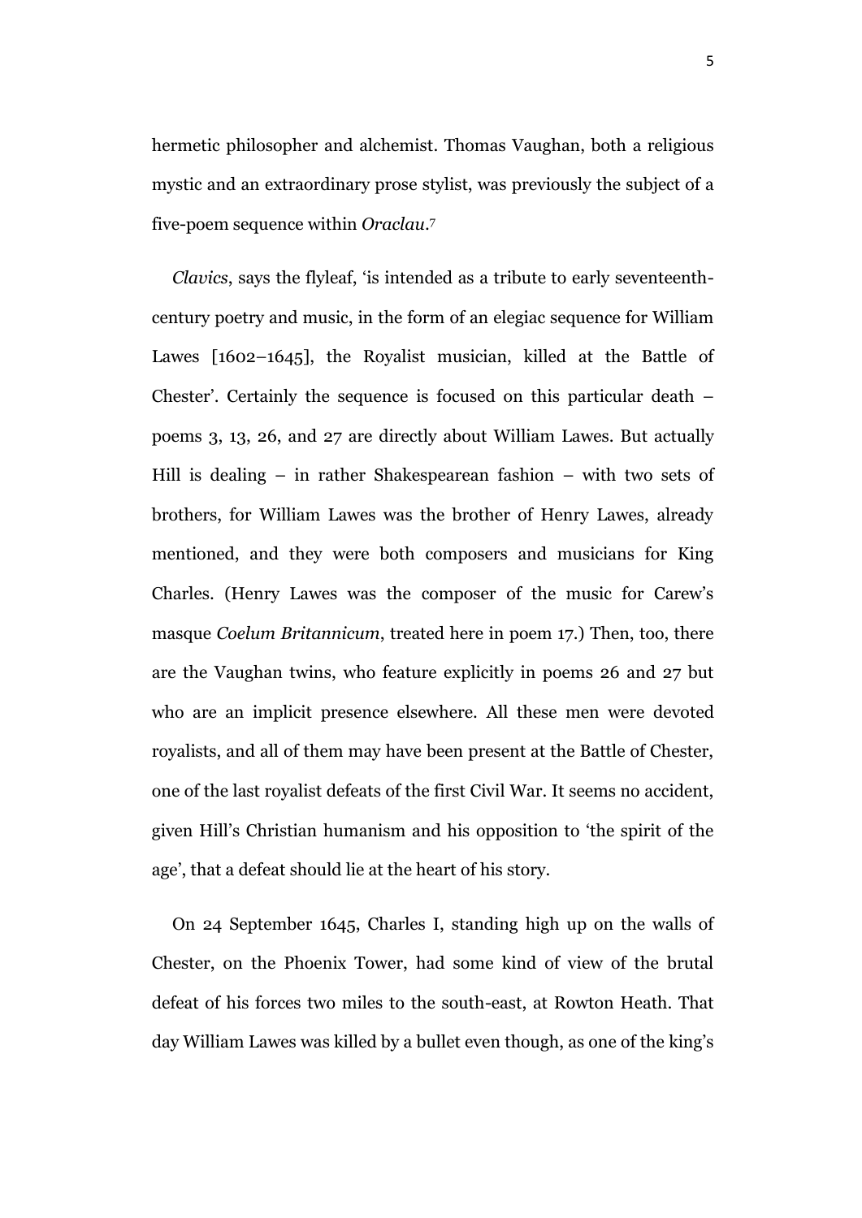hermetic philosopher and alchemist. Thomas Vaughan, both a religious mystic and an extraordinary prose stylist, was previously the subject of a five-poem sequence within *Oraclau*.[7]

*Clavics*, says the flyleaf, 'is intended as a tribute to early seventeenth-century poetry and music, in the form of an elegiac sequence for William Lawes [1602–1645], the Royalist musician, killed at the Battle of Chester'. Certainly the sequence is focused on this particular death – poems 3, 13, 26, and 27 are directly about William Lawes. But actually Hill is dealing – in rather Shakespearean fashion – with two sets of brothers, for William Lawes was the brother of Henry Lawes, already mentioned, and they were both composers and musicians for King Charles. (Henry Lawes was the composer of the music for Carew's masque *Coelum Britannicum*, treated here in poem 17.) Then, too, there are the Vaughan twins, who feature explicitly in poems 26 and 27 but who are an implicit presence elsewhere. All these men were devoted royalists, and all of them may have been present at the Battle of Chester, one of the last royalist defeats of the first Civil War. It seems no accident, given Hill's Christian humanism and his opposition to 'the spirit of the age', that a defeat should lie at the heart of his story.

On 24 September 1645, Charles I, standing high up on the walls of Chester, on the Phoenix Tower, had some kind of view of the brutal defeat of his forces two miles to the south-east, at Rowton Heath. That day William Lawes was killed by a bullet even though, as one of the king's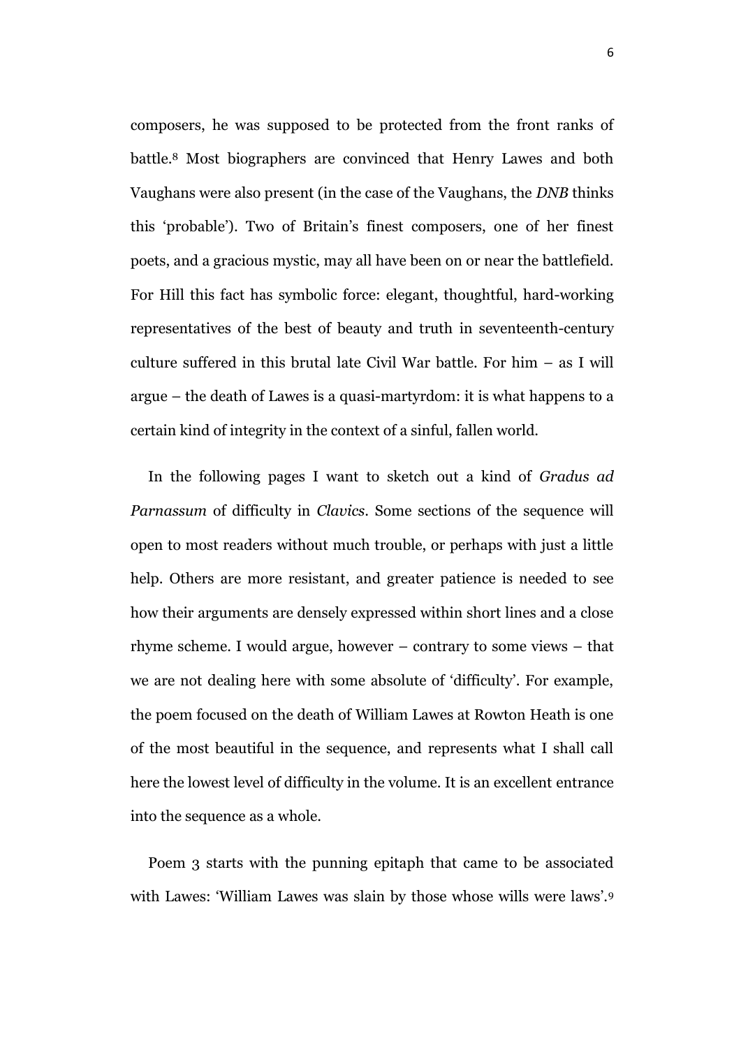composers, he was supposed to be protected from the front ranks of battle.[8] Most biographers are convinced that Henry Lawes and both Vaughans were also present (in the case of the Vaughans, the *DNB* thinks this 'probable'). Two of Britain's finest composers, one of her finest poets, and a gracious mystic, may all have been on or near the battlefield. For Hill this fact has symbolic force: elegant, thoughtful, hard-working representatives of the best of beauty and truth in seventeenth-century culture suffered in this brutal late Civil War battle. For him – as I will argue – the death of Lawes is a quasi-martyrdom: it is what happens to a certain kind of integrity in the context of a sinful, fallen world.

In the following pages I want to sketch out a kind of *Gradus ad Parnassum* of difficulty in *Clavics*. Some sections of the sequence will open to most readers without much trouble, or perhaps with just a little help. Others are more resistant, and greater patience is needed to see how their arguments are densely expressed within short lines and a close rhyme scheme. I would argue, however – contrary to some views – that we are not dealing here with some absolute of 'difficulty'. For example, the poem focused on the death of William Lawes at Rowton Heath is one of the most beautiful in the sequence, and represents what I shall call here the lowest level of difficulty in the volume. It is an excellent entrance into the sequence as a whole.

Poem 3 starts with the punning epitaph that came to be associated with Lawes: 'William Lawes was slain by those whose wills were laws'.[9]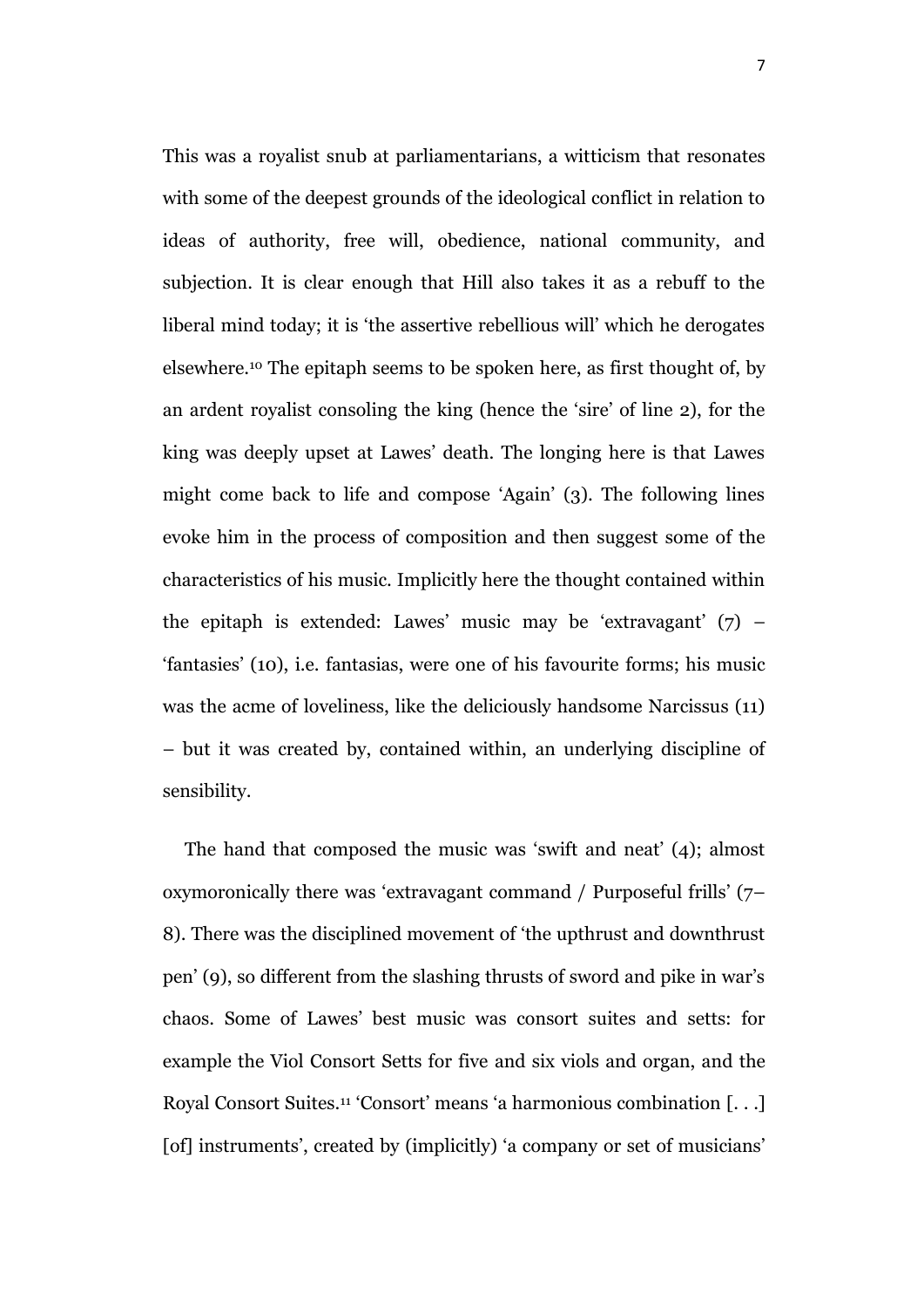This was a royalist snub at parliamentarians, a witticism that resonates with some of the deepest grounds of the ideological conflict in relation to ideas of authority, free will, obedience, national community, and subjection. It is clear enough that Hill also takes it as a rebuff to the liberal mind today; it is 'the assertive rebellious will' which he derogates elsewhere.[10] The epitaph seems to be spoken here, as first thought of, by an ardent royalist consoling the king (hence the 'sire' of line 2), for the king was deeply upset at Lawes' death. The longing here is that Lawes might come back to life and compose 'Again' (3). The following lines evoke him in the process of composition and then suggest some of the characteristics of his music. Implicitly here the thought contained within the epitaph is extended: Lawes' music may be 'extravagant' (7) – 'fantasies' (10), i.e. fantasias, were one of his favourite forms; his music was the acme of loveliness, like the deliciously handsome Narcissus (11) – but it was created by, contained within, an underlying discipline of sensibility.

The hand that composed the music was 'swift and neat' (4); almost oxymoronically there was 'extravagant command / Purposeful frills' (7–8). There was the disciplined movement of 'the upthrust and downthrust pen' (9), so different from the slashing thrusts of sword and pike in war's chaos. Some of Lawes' best music was consort suites and setts: for example the Viol Consort Setts for five and six viols and organ, and the Royal Consort Suites.[11] 'Consort' means 'a harmonious combination [. . .] [of] instruments', created by (implicitly) 'a company or set of musicians'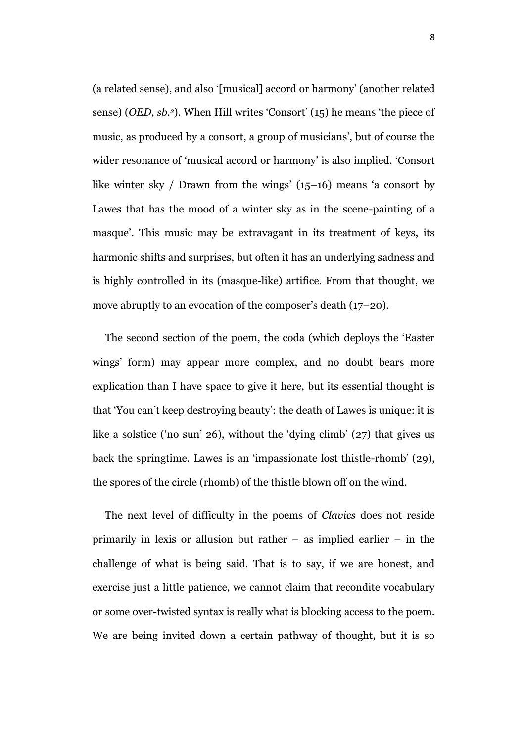(a related sense), and also '[musical] accord or harmony' (another related sense) (*OED*, *sb.*[2]). When Hill writes 'Consort' (15) he means 'the piece of music, as produced by a consort, a group of musicians', but of course the wider resonance of 'musical accord or harmony' is also implied. 'Consort like winter sky / Drawn from the wings' (15–16) means 'a consort by Lawes that has the mood of a winter sky as in the scene-painting of a masque'. This music may be extravagant in its treatment of keys, its harmonic shifts and surprises, but often it has an underlying sadness and is highly controlled in its (masque-like) artifice. From that thought, we move abruptly to an evocation of the composer's death (17–20).

The second section of the poem, the coda (which deploys the 'Easter wings' form) may appear more complex, and no doubt bears more explication than I have space to give it here, but its essential thought is that 'You can't keep destroying beauty': the death of Lawes is unique: it is like a solstice ('no sun' 26), without the 'dying climb' (27) that gives us back the springtime. Lawes is an 'impassionate lost thistle-rhomb' (29), the spores of the circle (rhomb) of the thistle blown off on the wind.

The next level of difficulty in the poems of *Clavics* does not reside primarily in lexis or allusion but rather – as implied earlier – in the challenge of what is being said. That is to say, if we are honest, and exercise just a little patience, we cannot claim that recondite vocabulary or some over-twisted syntax is really what is blocking access to the poem. We are being invited down a certain pathway of thought, but it is so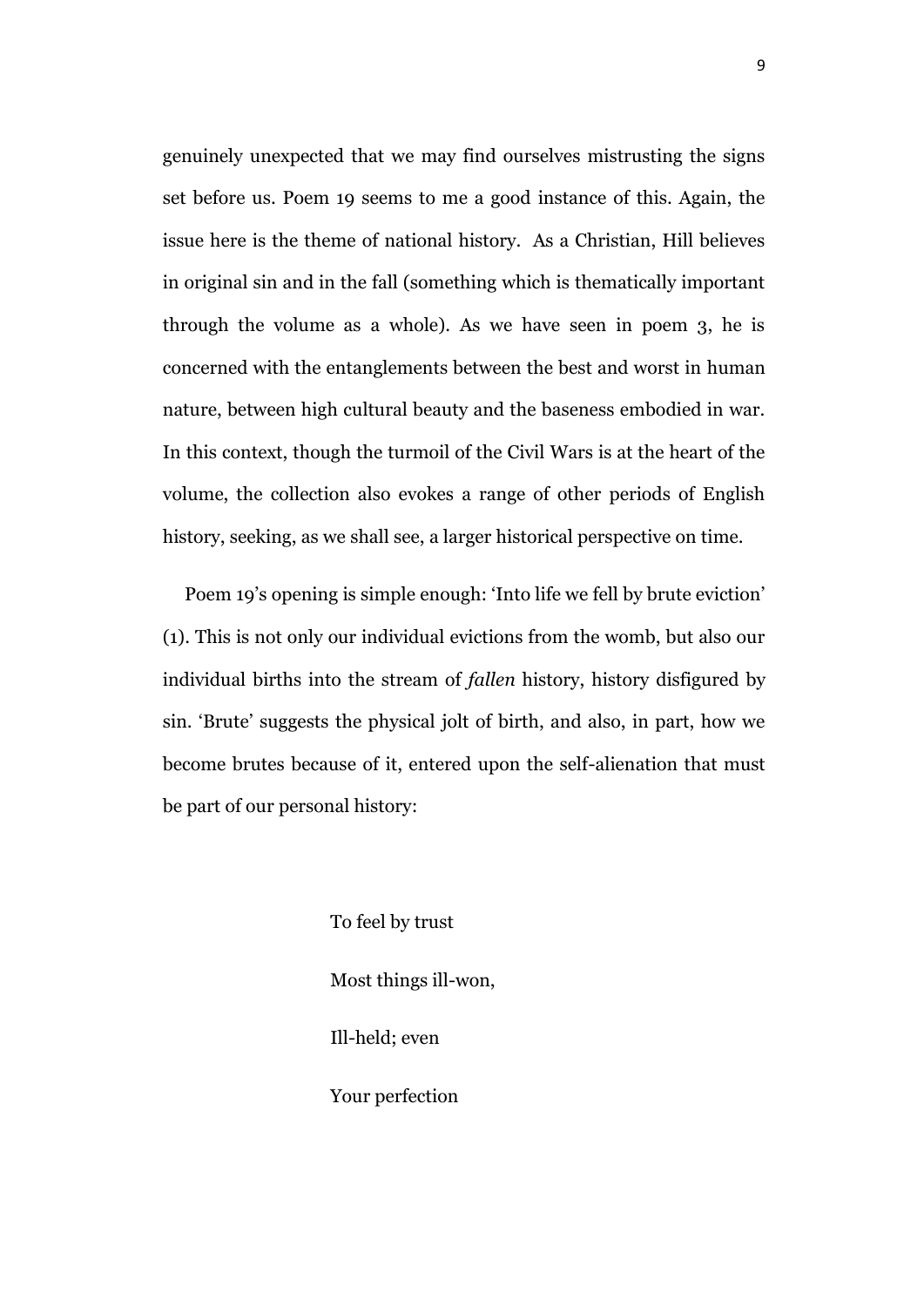genuinely unexpected that we may find ourselves mistrusting the signs set before us. Poem 19 seems to me a good instance of this. Again, the issue here is the theme of national history. As a Christian, Hill believes in original sin and in the fall (something which is thematically important through the volume as a whole). As we have seen in poem 3, he is concerned with the entanglements between the best and worst in human nature, between high cultural beauty and the baseness embodied in war. In this context, though the turmoil of the Civil Wars is at the heart of the volume, the collection also evokes a range of other periods of English history, seeking, as we shall see, a larger historical perspective on time.

Poem 19's opening is simple enough: 'Into life we fell by brute eviction' (1). This is not only our individual evictions from the womb, but also our individual births into the stream of *fallen* history, history disfigured by sin. 'Brute' suggests the physical jolt of birth, and also, in part, how we become brutes because of it, entered upon the self-alienation that must be part of our personal history:

> To feel by trust
>
> Most things ill-won,
>
> Ill-held; even
>
> Your perfection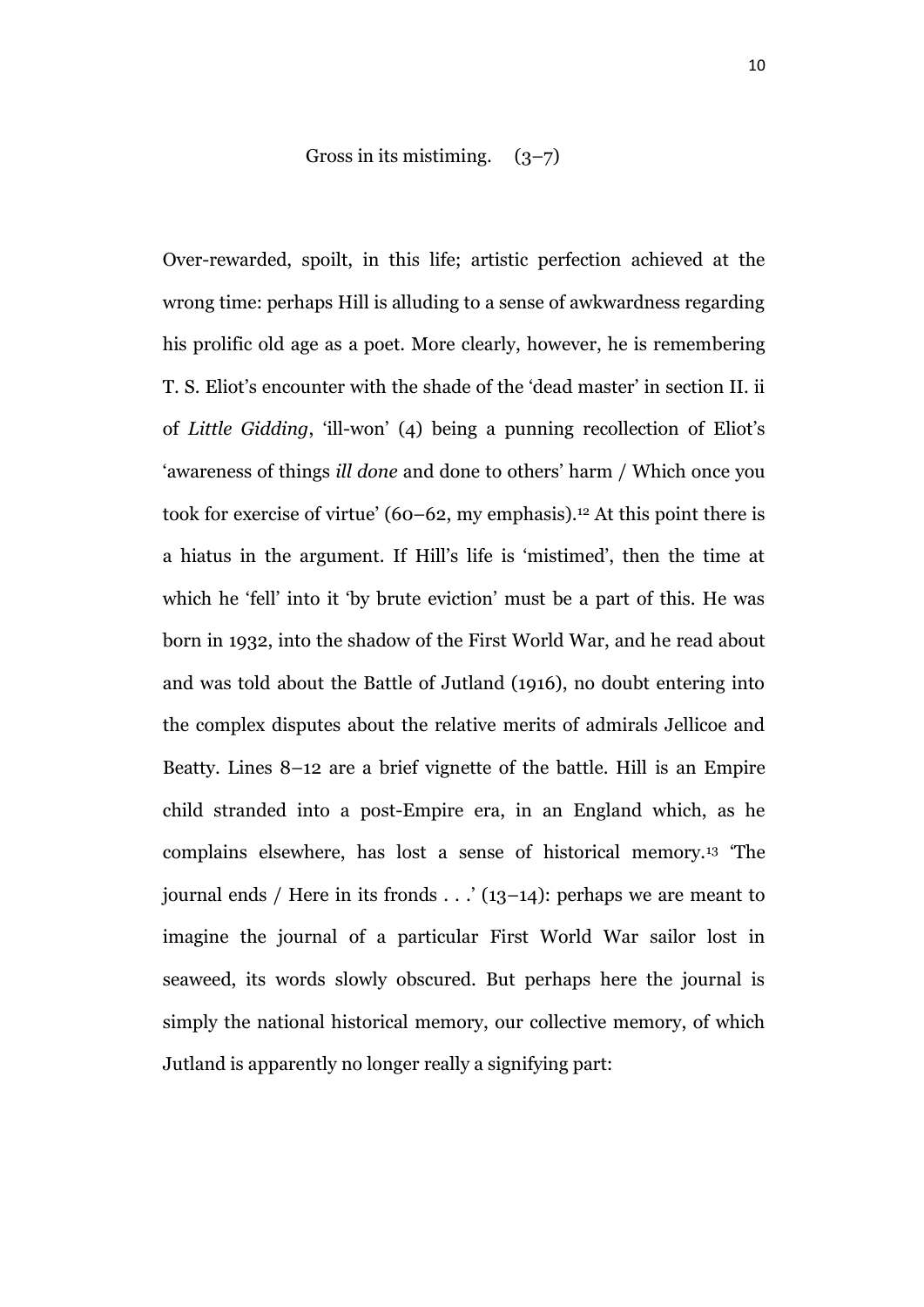Gross in its mistiming. (3–7)

Over-rewarded, spoilt, in this life; artistic perfection achieved at the wrong time: perhaps Hill is alluding to a sense of awkwardness regarding his prolific old age as a poet. More clearly, however, he is remembering T. S. Eliot's encounter with the shade of the 'dead master' in section II. ii of *Little Gidding*, 'ill-won' (4) being a punning recollection of Eliot's 'awareness of things *ill done* and done to others' harm / Which once you took for exercise of virtue' (60–62, my emphasis).[12] At this point there is a hiatus in the argument. If Hill's life is 'mistimed', then the time at which he 'fell' into it 'by brute eviction' must be a part of this. He was born in 1932, into the shadow of the First World War, and he read about and was told about the Battle of Jutland (1916), no doubt entering into the complex disputes about the relative merits of admirals Jellicoe and Beatty. Lines 8–12 are a brief vignette of the battle. Hill is an Empire child stranded into a post-Empire era, in an England which, as he complains elsewhere, has lost a sense of historical memory.[13] 'The journal ends / Here in its fronds . . .' (13–14): perhaps we are meant to imagine the journal of a particular First World War sailor lost in seaweed, its words slowly obscured. But perhaps here the journal is simply the national historical memory, our collective memory, of which Jutland is apparently no longer really a signifying part: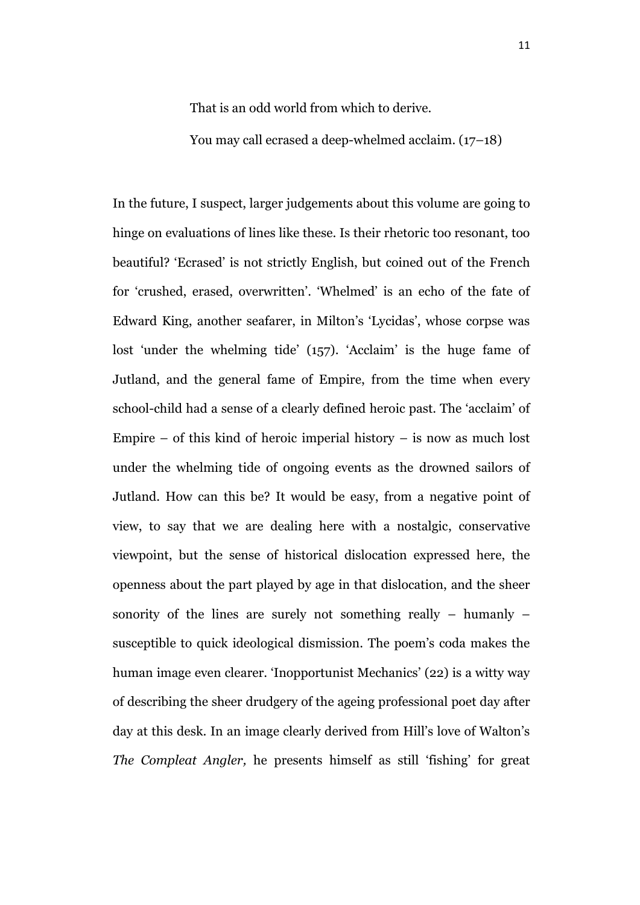> That is an odd world from which to derive.
>
> You may call ecrased a deep-whelmed acclaim. (17–18)

In the future, I suspect, larger judgements about this volume are going to hinge on evaluations of lines like these. Is their rhetoric too resonant, too beautiful? 'Ecrased' is not strictly English, but coined out of the French for 'crushed, erased, overwritten'. 'Whelmed' is an echo of the fate of Edward King, another seafarer, in Milton's 'Lycidas', whose corpse was lost 'under the whelming tide' (157). 'Acclaim' is the huge fame of Jutland, and the general fame of Empire, from the time when every school-child had a sense of a clearly defined heroic past. The 'acclaim' of Empire – of this kind of heroic imperial history – is now as much lost under the whelming tide of ongoing events as the drowned sailors of Jutland. How can this be? It would be easy, from a negative point of view, to say that we are dealing here with a nostalgic, conservative viewpoint, but the sense of historical dislocation expressed here, the openness about the part played by age in that dislocation, and the sheer sonority of the lines are surely not something really – humanly – susceptible to quick ideological dismission. The poem's coda makes the human image even clearer. 'Inopportunist Mechanics' (22) is a witty way of describing the sheer drudgery of the ageing professional poet day after day at this desk. In an image clearly derived from Hill's love of Walton's *The Compleat Angler,* he presents himself as still 'fishing' for great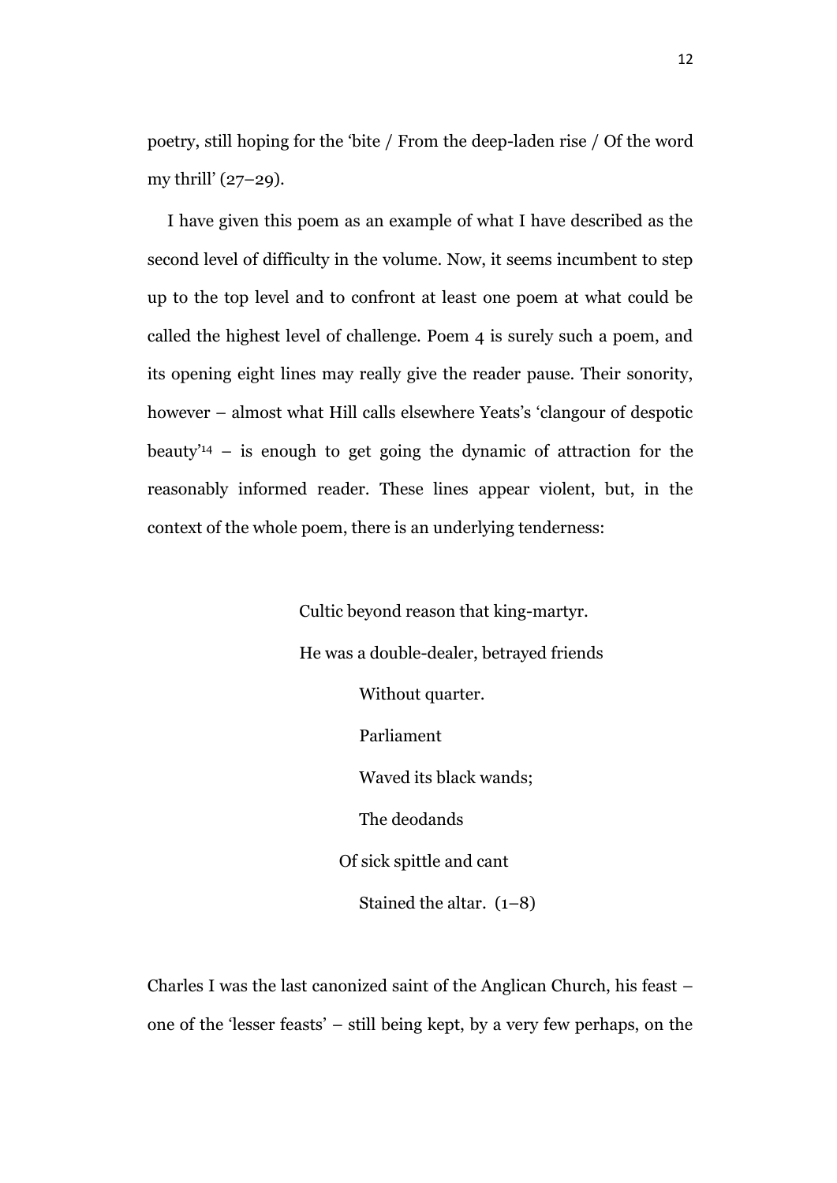poetry, still hoping for the 'bite / From the deep-laden rise / Of the word my thrill' (27–29).

I have given this poem as an example of what I have described as the second level of difficulty in the volume. Now, it seems incumbent to step up to the top level and to confront at least one poem at what could be called the highest level of challenge. Poem 4 is surely such a poem, and its opening eight lines may really give the reader pause. Their sonority, however – almost what Hill calls elsewhere Yeats's 'clangour of despotic beauty'[14] – is enough to get going the dynamic of attraction for the reasonably informed reader. These lines appear violent, but, in the context of the whole poem, there is an underlying tenderness:

> Cultic beyond reason that king-martyr.  
> He was a double-dealer, betrayed friends  
> &nbsp;&nbsp;&nbsp;&nbsp;&nbsp;&nbsp;Without quarter.  
> &nbsp;&nbsp;&nbsp;&nbsp;&nbsp;&nbsp;Parliament  
> &nbsp;&nbsp;&nbsp;&nbsp;&nbsp;&nbsp;Waved its black wands;  
> &nbsp;&nbsp;&nbsp;&nbsp;&nbsp;&nbsp;The deodands  
> &nbsp;&nbsp;&nbsp;&nbsp;Of sick spittle and cant  
> &nbsp;&nbsp;&nbsp;&nbsp;&nbsp;&nbsp;Stained the altar. (1–8)

Charles I was the last canonized saint of the Anglican Church, his feast – one of the 'lesser feasts' – still being kept, by a very few perhaps, on the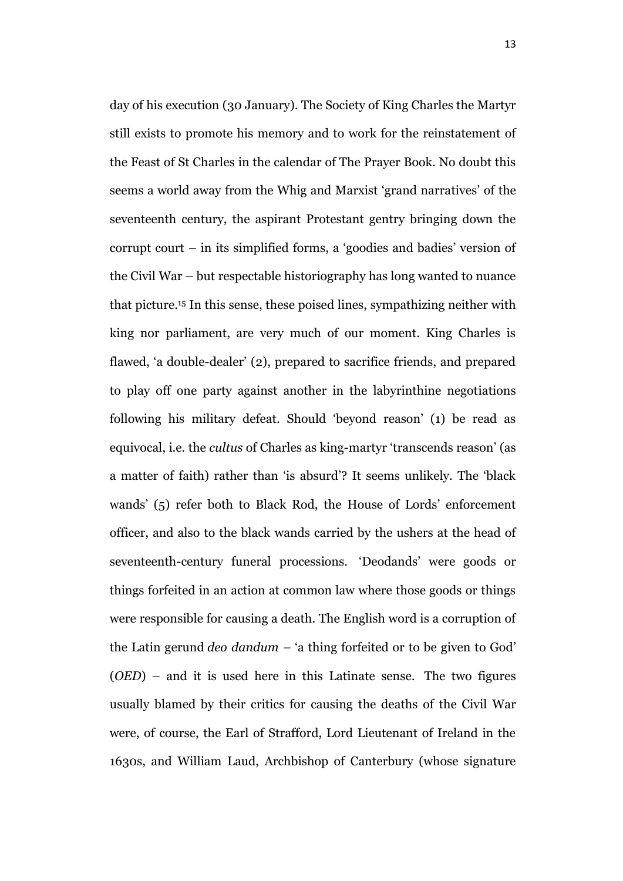day of his execution (30 January). The Society of King Charles the Martyr still exists to promote his memory and to work for the reinstatement of the Feast of St Charles in the calendar of The Prayer Book. No doubt this seems a world away from the Whig and Marxist 'grand narratives' of the seventeenth century, the aspirant Protestant gentry bringing down the corrupt court – in its simplified forms, a 'goodies and badies' version of the Civil War – but respectable historiography has long wanted to nuance that picture.[15] In this sense, these poised lines, sympathizing neither with king nor parliament, are very much of our moment. King Charles is flawed, 'a double-dealer' (2), prepared to sacrifice friends, and prepared to play off one party against another in the labyrinthine negotiations following his military defeat. Should 'beyond reason' (1) be read as equivocal, i.e. the *cultus* of Charles as king-martyr 'transcends reason' (as a matter of faith) rather than 'is absurd'? It seems unlikely. The 'black wands' (5) refer both to Black Rod, the House of Lords' enforcement officer, and also to the black wands carried by the ushers at the head of seventeenth-century funeral processions. 'Deodands' were goods or things forfeited in an action at common law where those goods or things were responsible for causing a death. The English word is a corruption of the Latin gerund *deo dandum* – 'a thing forfeited or to be given to God' (*OED*) – and it is used here in this Latinate sense. The two figures usually blamed by their critics for causing the deaths of the Civil War were, of course, the Earl of Strafford, Lord Lieutenant of Ireland in the 1630s, and William Laud, Archbishop of Canterbury (whose signature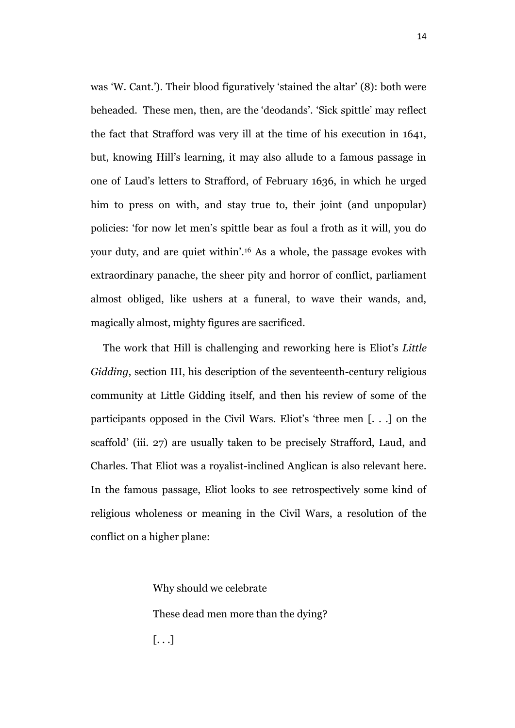was 'W. Cant.'). Their blood figuratively 'stained the altar' (8): both were beheaded. These men, then, are the 'deodands'. 'Sick spittle' may reflect the fact that Strafford was very ill at the time of his execution in 1641, but, knowing Hill's learning, it may also allude to a famous passage in one of Laud's letters to Strafford, of February 1636, in which he urged him to press on with, and stay true to, their joint (and unpopular) policies: 'for now let men's spittle bear as foul a froth as it will, you do your duty, and are quiet within'.[16] As a whole, the passage evokes with extraordinary panache, the sheer pity and horror of conflict, parliament almost obliged, like ushers at a funeral, to wave their wands, and, magically almost, mighty figures are sacrificed.

The work that Hill is challenging and reworking here is Eliot's *Little Gidding*, section III, his description of the seventeenth-century religious community at Little Gidding itself, and then his review of some of the participants opposed in the Civil Wars. Eliot's 'three men [. . .] on the scaffold' (iii. 27) are usually taken to be precisely Strafford, Laud, and Charles. That Eliot was a royalist-inclined Anglican is also relevant here. In the famous passage, Eliot looks to see retrospectively some kind of religious wholeness or meaning in the Civil Wars, a resolution of the conflict on a higher plane:

> Why should we celebrate
>
> These dead men more than the dying?
>
> [. . .]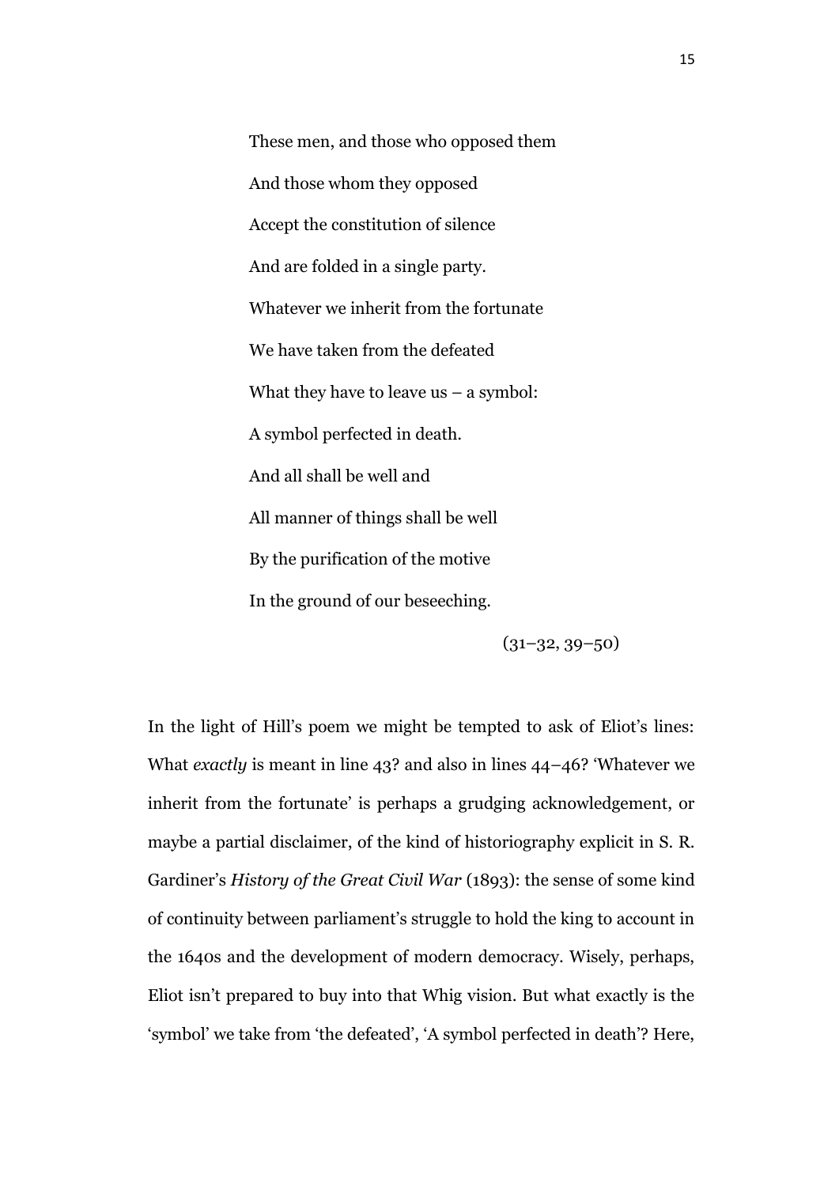> These men, and those who opposed them
>
> And those whom they opposed
>
> Accept the constitution of silence
>
> And are folded in a single party.
>
> Whatever we inherit from the fortunate
>
> We have taken from the defeated
>
> What they have to leave us – a symbol:
>
> A symbol perfected in death.
>
> And all shall be well and
>
> All manner of things shall be well
>
> By the purification of the motive
>
> In the ground of our beseeching.
>
> (31–32, 39–50)

In the light of Hill's poem we might be tempted to ask of Eliot's lines: What *exactly* is meant in line 43? and also in lines 44–46? 'Whatever we inherit from the fortunate' is perhaps a grudging acknowledgement, or maybe a partial disclaimer, of the kind of historiography explicit in S. R. Gardiner's *History of the Great Civil War* (1893): the sense of some kind of continuity between parliament's struggle to hold the king to account in the 1640s and the development of modern democracy. Wisely, perhaps, Eliot isn't prepared to buy into that Whig vision. But what exactly is the 'symbol' we take from 'the defeated', 'A symbol perfected in death'? Here,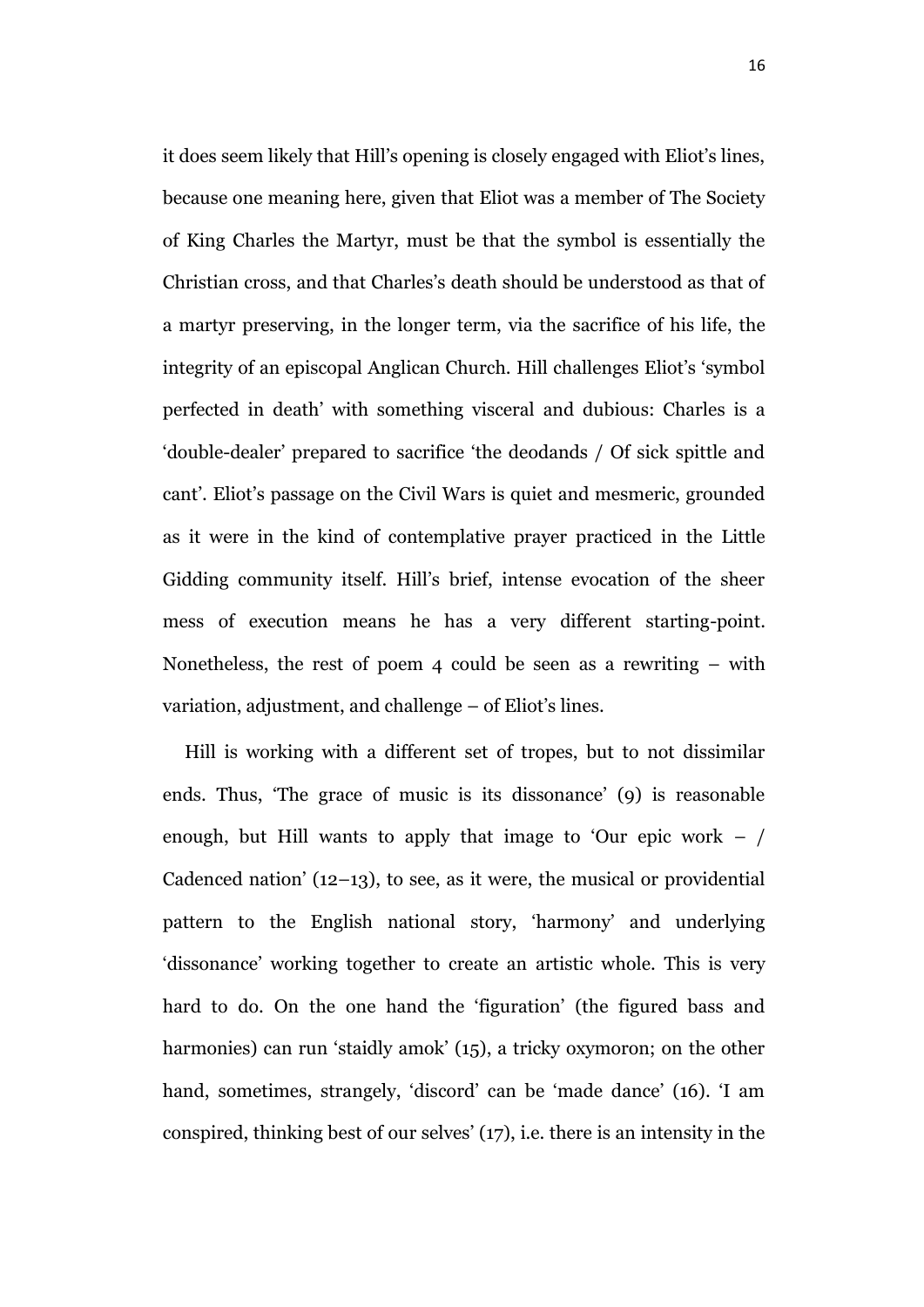it does seem likely that Hill's opening is closely engaged with Eliot's lines, because one meaning here, given that Eliot was a member of The Society of King Charles the Martyr, must be that the symbol is essentially the Christian cross, and that Charles's death should be understood as that of a martyr preserving, in the longer term, via the sacrifice of his life, the integrity of an episcopal Anglican Church. Hill challenges Eliot's 'symbol perfected in death' with something visceral and dubious: Charles is a 'double-dealer' prepared to sacrifice 'the deodands / Of sick spittle and cant'. Eliot's passage on the Civil Wars is quiet and mesmeric, grounded as it were in the kind of contemplative prayer practiced in the Little Gidding community itself. Hill's brief, intense evocation of the sheer mess of execution means he has a very different starting-point. Nonetheless, the rest of poem 4 could be seen as a rewriting – with variation, adjustment, and challenge – of Eliot's lines.

Hill is working with a different set of tropes, but to not dissimilar ends. Thus, 'The grace of music is its dissonance' (9) is reasonable enough, but Hill wants to apply that image to 'Our epic work – / Cadenced nation' (12–13), to see, as it were, the musical or providential pattern to the English national story, 'harmony' and underlying 'dissonance' working together to create an artistic whole. This is very hard to do. On the one hand the 'figuration' (the figured bass and harmonies) can run 'staidly amok' (15), a tricky oxymoron; on the other hand, sometimes, strangely, 'discord' can be 'made dance' (16). 'I am conspired, thinking best of our selves' (17), i.e. there is an intensity in the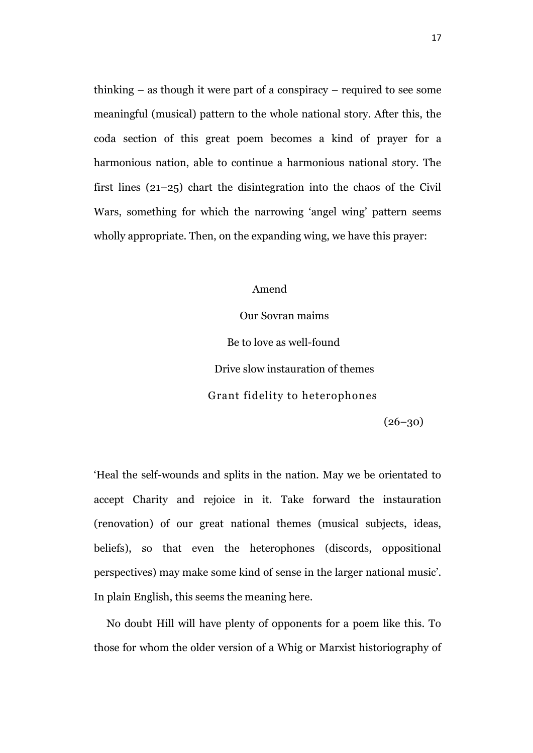thinking – as though it were part of a conspiracy – required to see some meaningful (musical) pattern to the whole national story. After this, the coda section of this great poem becomes a kind of prayer for a harmonious nation, able to continue a harmonious national story. The first lines (21–25) chart the disintegration into the chaos of the Civil Wars, something for which the narrowing 'angel wing' pattern seems wholly appropriate. Then, on the expanding wing, we have this prayer:

> Amend
>
> Our Sovran maims
>
> Be to love as well-found
>
> Drive slow instauration of themes
>
> Grant fidelity to heterophones
>
> (26–30)

'Heal the self-wounds and splits in the nation. May we be orientated to accept Charity and rejoice in it. Take forward the instauration (renovation) of our great national themes (musical subjects, ideas, beliefs), so that even the heterophones (discords, oppositional perspectives) may make some kind of sense in the larger national music'. In plain English, this seems the meaning here.

No doubt Hill will have plenty of opponents for a poem like this. To those for whom the older version of a Whig or Marxist historiography of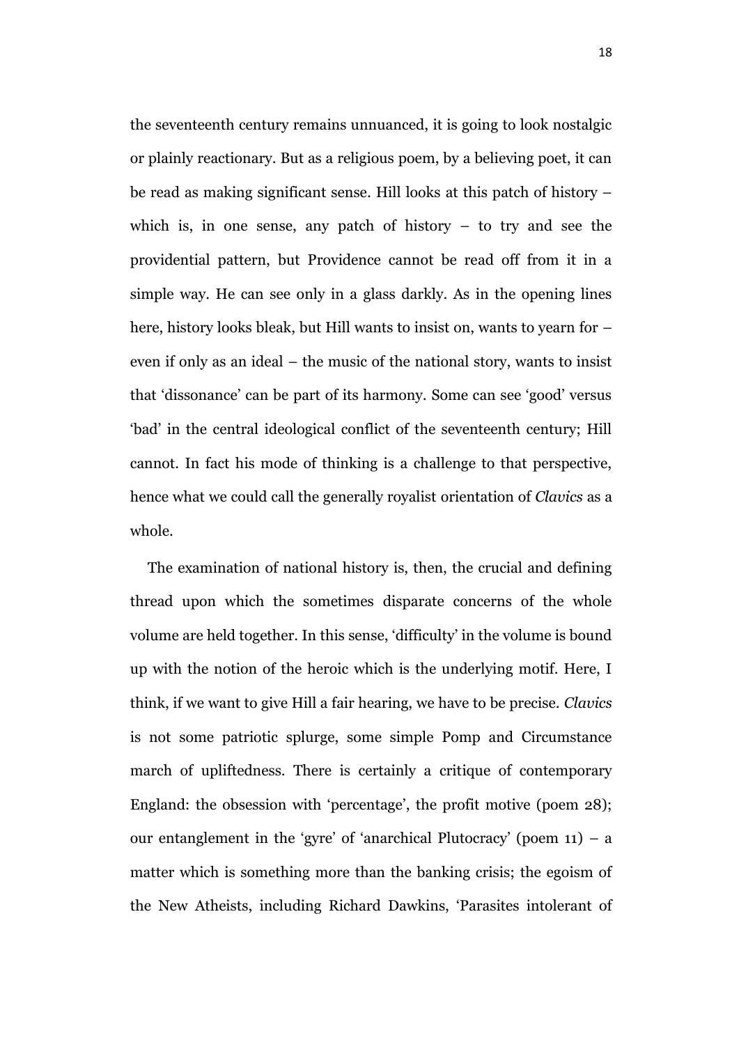the seventeenth century remains unnuanced, it is going to look nostalgic or plainly reactionary. But as a religious poem, by a believing poet, it can be read as making significant sense. Hill looks at this patch of history – which is, in one sense, any patch of history – to try and see the providential pattern, but Providence cannot be read off from it in a simple way. He can see only in a glass darkly. As in the opening lines here, history looks bleak, but Hill wants to insist on, wants to yearn for – even if only as an ideal – the music of the national story, wants to insist that 'dissonance' can be part of its harmony. Some can see 'good' versus 'bad' in the central ideological conflict of the seventeenth century; Hill cannot. In fact his mode of thinking is a challenge to that perspective, hence what we could call the generally royalist orientation of *Clavics* as a whole.

The examination of national history is, then, the crucial and defining thread upon which the sometimes disparate concerns of the whole volume are held together. In this sense, 'difficulty' in the volume is bound up with the notion of the heroic which is the underlying motif. Here, I think, if we want to give Hill a fair hearing, we have to be precise. *Clavics* is not some patriotic splurge, some simple Pomp and Circumstance march of upliftedness. There is certainly a critique of contemporary England: the obsession with 'percentage', the profit motive (poem 28); our entanglement in the 'gyre' of 'anarchical Plutocracy' (poem 11) – a matter which is something more than the banking crisis; the egoism of the New Atheists, including Richard Dawkins, 'Parasites intolerant of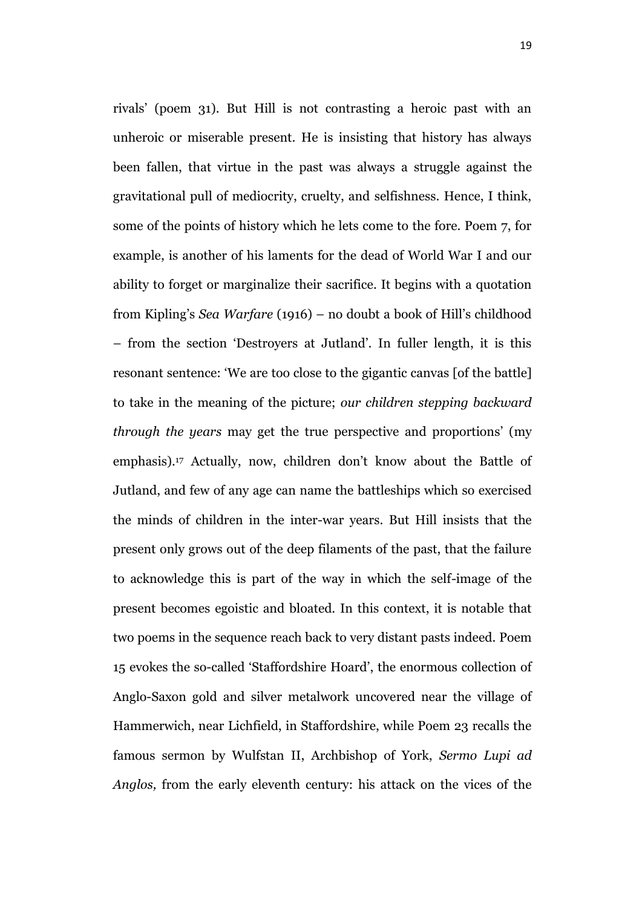rivals' (poem 31). But Hill is not contrasting a heroic past with an unheroic or miserable present. He is insisting that history has always been fallen, that virtue in the past was always a struggle against the gravitational pull of mediocrity, cruelty, and selfishness. Hence, I think, some of the points of history which he lets come to the fore. Poem 7, for example, is another of his laments for the dead of World War I and our ability to forget or marginalize their sacrifice. It begins with a quotation from Kipling's *Sea Warfare* (1916) – no doubt a book of Hill's childhood – from the section 'Destroyers at Jutland'. In fuller length, it is this resonant sentence: 'We are too close to the gigantic canvas [of the battle] to take in the meaning of the picture; *our children stepping backward through the years* may get the true perspective and proportions' (my emphasis).[17] Actually, now, children don't know about the Battle of Jutland, and few of any age can name the battleships which so exercised the minds of children in the inter-war years. But Hill insists that the present only grows out of the deep filaments of the past, that the failure to acknowledge this is part of the way in which the self-image of the present becomes egoistic and bloated. In this context, it is notable that two poems in the sequence reach back to very distant pasts indeed. Poem 15 evokes the so-called 'Staffordshire Hoard', the enormous collection of Anglo-Saxon gold and silver metalwork uncovered near the village of Hammerwich, near Lichfield, in Staffordshire, while Poem 23 recalls the famous sermon by Wulfstan II, Archbishop of York, *Sermo Lupi ad Anglos,* from the early eleventh century: his attack on the vices of the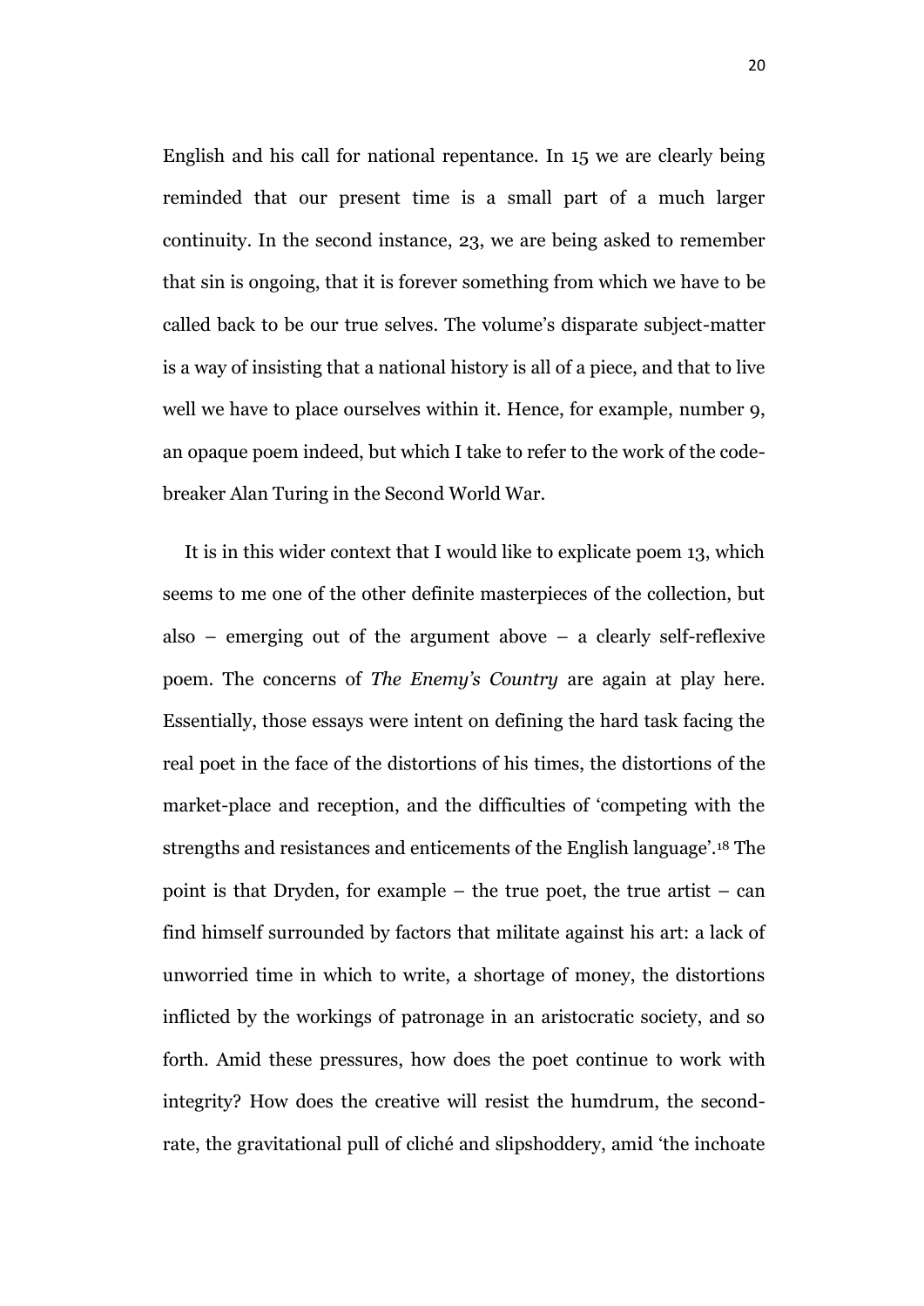English and his call for national repentance. In 15 we are clearly being reminded that our present time is a small part of a much larger continuity. In the second instance, 23, we are being asked to remember that sin is ongoing, that it is forever something from which we have to be called back to be our true selves. The volume's disparate subject-matter is a way of insisting that a national history is all of a piece, and that to live well we have to place ourselves within it. Hence, for example, number 9, an opaque poem indeed, but which I take to refer to the work of the code-breaker Alan Turing in the Second World War.

It is in this wider context that I would like to explicate poem 13, which seems to me one of the other definite masterpieces of the collection, but also – emerging out of the argument above – a clearly self-reflexive poem. The concerns of *The Enemy's Country* are again at play here. Essentially, those essays were intent on defining the hard task facing the real poet in the face of the distortions of his times, the distortions of the market-place and reception, and the difficulties of 'competing with the strengths and resistances and enticements of the English language'.[18] The point is that Dryden, for example – the true poet, the true artist – can find himself surrounded by factors that militate against his art: a lack of unworried time in which to write, a shortage of money, the distortions inflicted by the workings of patronage in an aristocratic society, and so forth. Amid these pressures, how does the poet continue to work with integrity? How does the creative will resist the humdrum, the second-rate, the gravitational pull of cliché and slipshoddery, amid 'the inchoate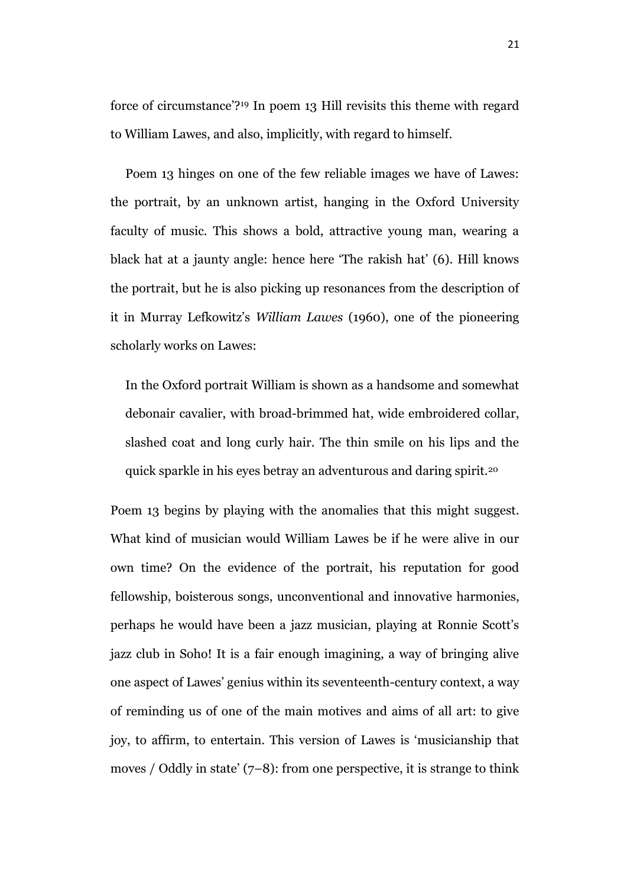force of circumstance'?[19] In poem 13 Hill revisits this theme with regard to William Lawes, and also, implicitly, with regard to himself.

Poem 13 hinges on one of the few reliable images we have of Lawes: the portrait, by an unknown artist, hanging in the Oxford University faculty of music. This shows a bold, attractive young man, wearing a black hat at a jaunty angle: hence here 'The rakish hat' (6). Hill knows the portrait, but he is also picking up resonances from the description of it in Murray Lefkowitz's *William Lawes* (1960), one of the pioneering scholarly works on Lawes:

> In the Oxford portrait William is shown as a handsome and somewhat debonair cavalier, with broad-brimmed hat, wide embroidered collar, slashed coat and long curly hair. The thin smile on his lips and the quick sparkle in his eyes betray an adventurous and daring spirit.[20]

Poem 13 begins by playing with the anomalies that this might suggest. What kind of musician would William Lawes be if he were alive in our own time? On the evidence of the portrait, his reputation for good fellowship, boisterous songs, unconventional and innovative harmonies, perhaps he would have been a jazz musician, playing at Ronnie Scott's jazz club in Soho! It is a fair enough imagining, a way of bringing alive one aspect of Lawes' genius within its seventeenth-century context, a way of reminding us of one of the main motives and aims of all art: to give joy, to affirm, to entertain. This version of Lawes is 'musicianship that moves / Oddly in state' (7–8): from one perspective, it is strange to think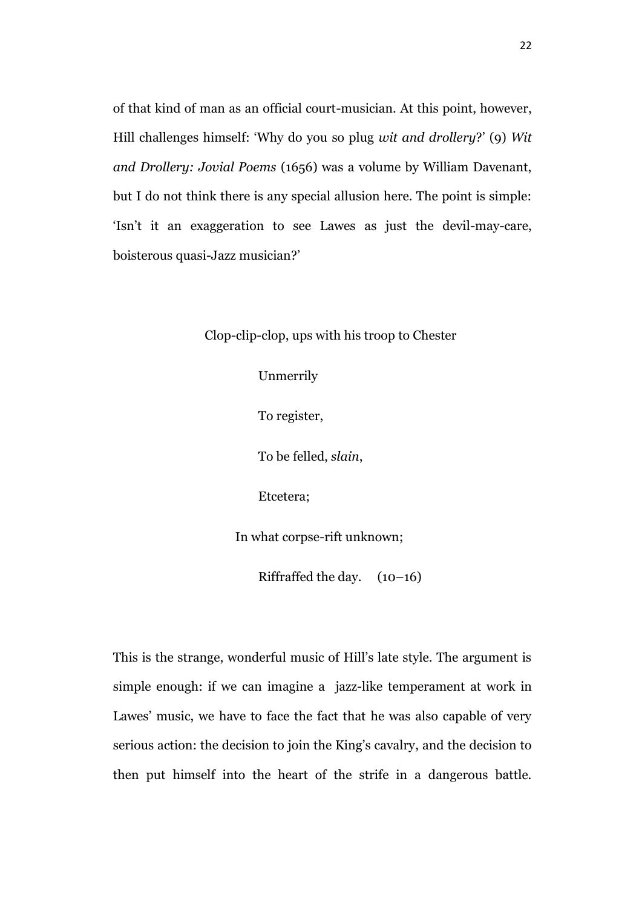of that kind of man as an official court-musician. At this point, however, Hill challenges himself: 'Why do you so plug *wit and drollery*?' (9) *Wit and Drollery: Jovial Poems* (1656) was a volume by William Davenant, but I do not think there is any special allusion here. The point is simple: 'Isn't it an exaggeration to see Lawes as just the devil-may-care, boisterous quasi-Jazz musician?'

> Clop-clip-clop, ups with his troop to Chester
>
> Unmerrily
>
> To register,
>
> To be felled, *slain*,
>
> Etcetera;
>
> In what corpse-rift unknown;
>
> Riffraffed the day. (10–16)

This is the strange, wonderful music of Hill's late style. The argument is simple enough: if we can imagine a jazz-like temperament at work in Lawes' music, we have to face the fact that he was also capable of very serious action: the decision to join the King's cavalry, and the decision to then put himself into the heart of the strife in a dangerous battle.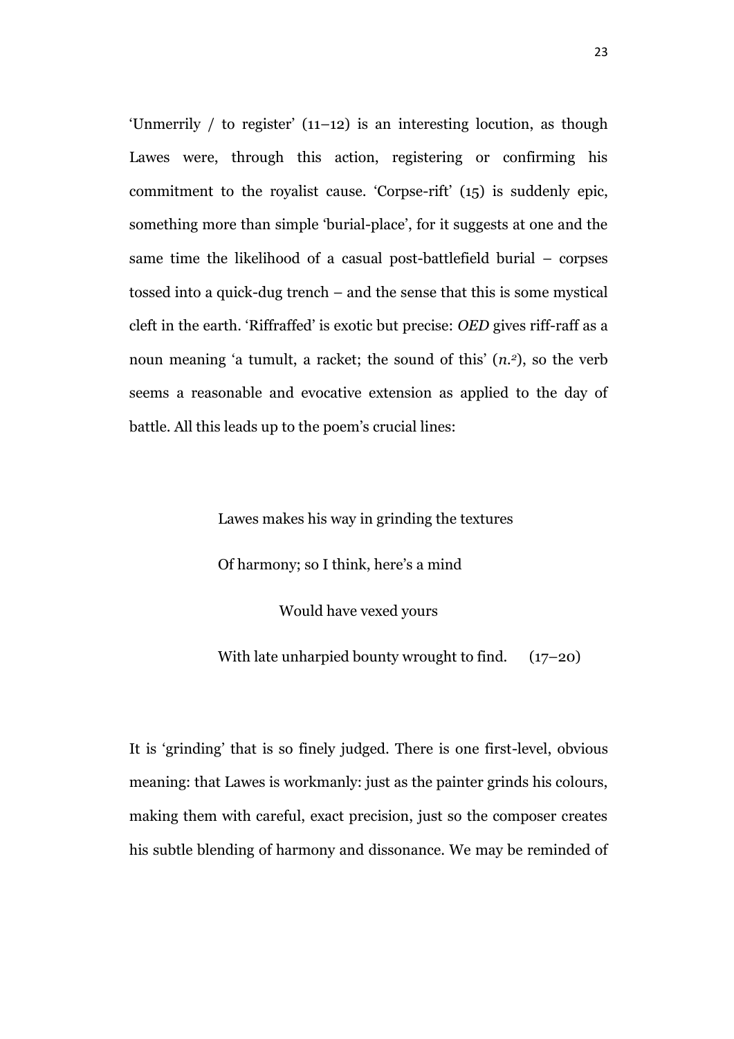'Unmerrily / to register' (11–12) is an interesting locution, as though Lawes were, through this action, registering or confirming his commitment to the royalist cause. 'Corpse-rift' (15) is suddenly epic, something more than simple 'burial-place', for it suggests at one and the same time the likelihood of a casual post-battlefield burial – corpses tossed into a quick-dug trench – and the sense that this is some mystical cleft in the earth. 'Riffraffed' is exotic but precise: *OED* gives riff-raff as a noun meaning 'a tumult, a racket; the sound of this' (*n.*[2]), so the verb seems a reasonable and evocative extension as applied to the day of battle. All this leads up to the poem's crucial lines:

> Lawes makes his way in grinding the textures
>
> Of harmony; so I think, here's a mind
>
> Would have vexed yours
>
> With late unharpied bounty wrought to find. (17–20)

It is 'grinding' that is so finely judged. There is one first-level, obvious meaning: that Lawes is workmanly: just as the painter grinds his colours, making them with careful, exact precision, just so the composer creates his subtle blending of harmony and dissonance. We may be reminded of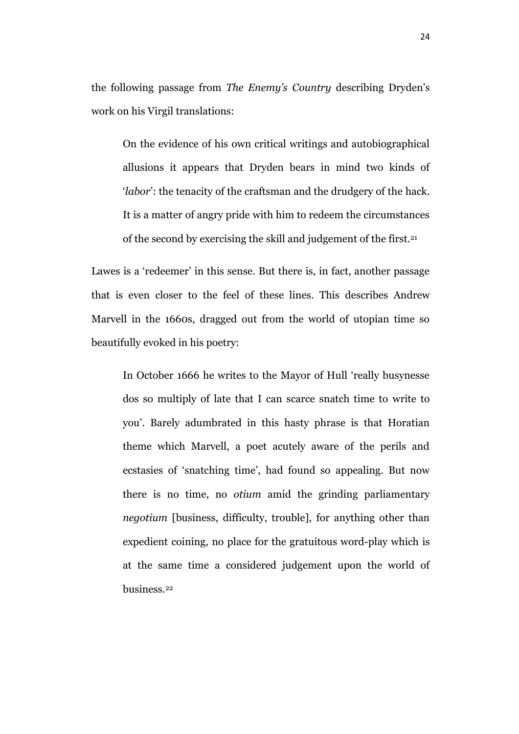the following passage from *The Enemy's Country* describing Dryden's work on his Virgil translations:

> On the evidence of his own critical writings and autobiographical allusions it appears that Dryden bears in mind two kinds of '*labor*': the tenacity of the craftsman and the drudgery of the hack. It is a matter of angry pride with him to redeem the circumstances of the second by exercising the skill and judgement of the first.[21]

Lawes is a 'redeemer' in this sense. But there is, in fact, another passage that is even closer to the feel of these lines. This describes Andrew Marvell in the 1660s, dragged out from the world of utopian time so beautifully evoked in his poetry:

> In October 1666 he writes to the Mayor of Hull 'really busynesse dos so multiply of late that I can scarce snatch time to write to you'. Barely adumbrated in this hasty phrase is that Horatian theme which Marvell, a poet acutely aware of the perils and ecstasies of 'snatching time', had found so appealing. But now there is no time, no *otium* amid the grinding parliamentary *negotium* [business, difficulty, trouble], for anything other than expedient coining, no place for the gratuitous word-play which is at the same time a considered judgement upon the world of business.[22]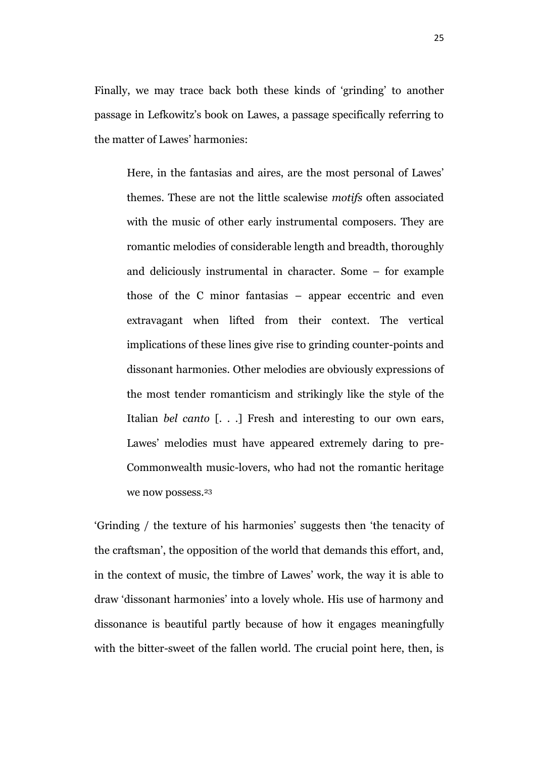Finally, we may trace back both these kinds of 'grinding' to another passage in Lefkowitz's book on Lawes, a passage specifically referring to the matter of Lawes' harmonies:

> Here, in the fantasias and aires, are the most personal of Lawes' themes. These are not the little scalewise *motifs* often associated with the music of other early instrumental composers. They are romantic melodies of considerable length and breadth, thoroughly and deliciously instrumental in character. Some – for example those of the C minor fantasias – appear eccentric and even extravagant when lifted from their context. The vertical implications of these lines give rise to grinding counter-points and dissonant harmonies. Other melodies are obviously expressions of the most tender romanticism and strikingly like the style of the Italian *bel canto* [. . .] Fresh and interesting to our own ears, Lawes' melodies must have appeared extremely daring to pre-Commonwealth music-lovers, who had not the romantic heritage we now possess.[23]

'Grinding / the texture of his harmonies' suggests then 'the tenacity of the craftsman', the opposition of the world that demands this effort, and, in the context of music, the timbre of Lawes' work, the way it is able to draw 'dissonant harmonies' into a lovely whole. His use of harmony and dissonance is beautiful partly because of how it engages meaningfully with the bitter-sweet of the fallen world. The crucial point here, then, is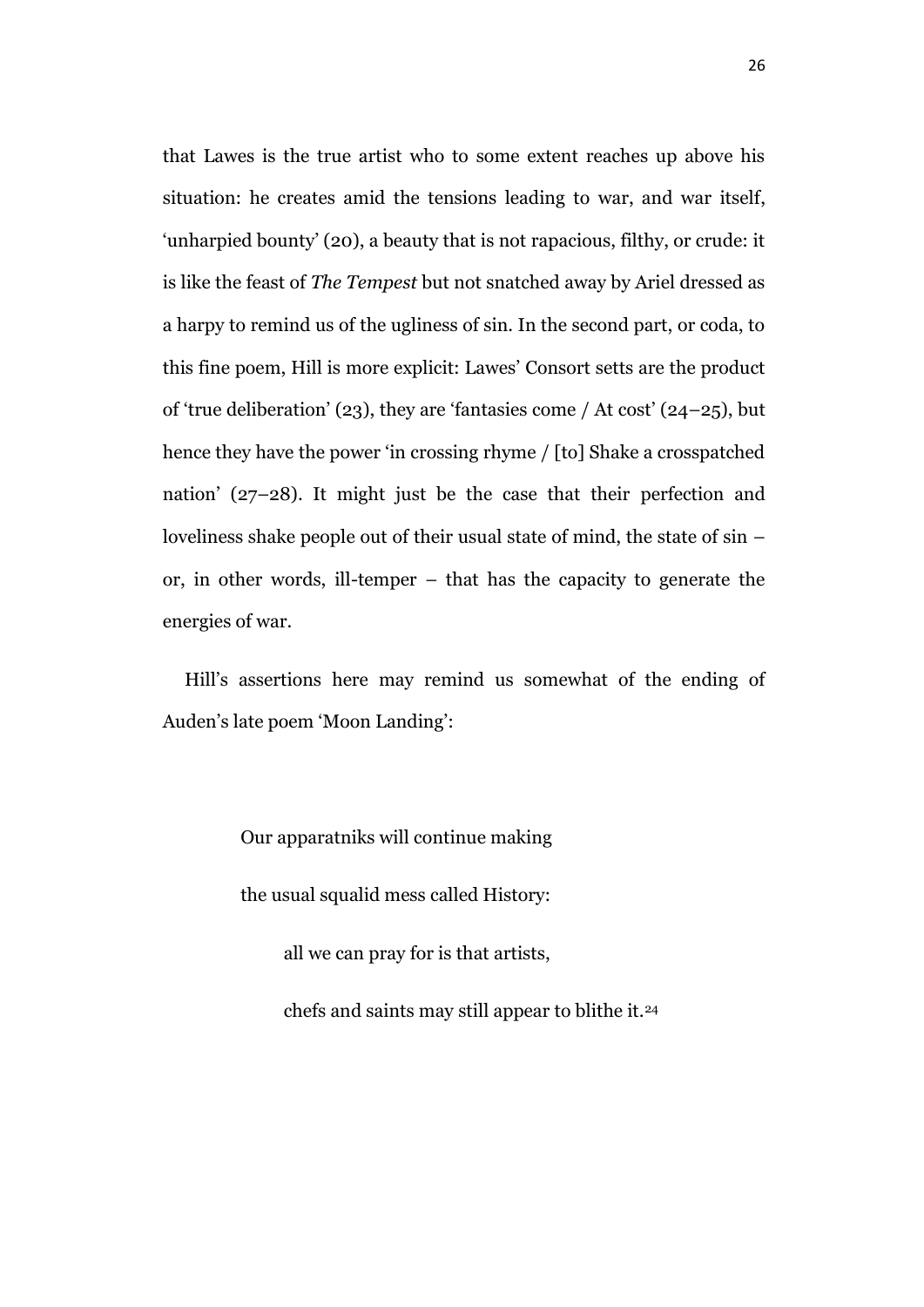that Lawes is the true artist who to some extent reaches up above his situation: he creates amid the tensions leading to war, and war itself, 'unharpied bounty' (20), a beauty that is not rapacious, filthy, or crude: it is like the feast of *The Tempest* but not snatched away by Ariel dressed as a harpy to remind us of the ugliness of sin. In the second part, or coda, to this fine poem, Hill is more explicit: Lawes' Consort setts are the product of 'true deliberation' (23), they are 'fantasies come / At cost' (24–25), but hence they have the power 'in crossing rhyme / [to] Shake a crosspatched nation' (27–28). It might just be the case that their perfection and loveliness shake people out of their usual state of mind, the state of sin – or, in other words, ill-temper – that has the capacity to generate the energies of war.

Hill's assertions here may remind us somewhat of the ending of Auden's late poem 'Moon Landing':

> Our apparatniks will continue making
>
> the usual squalid mess called History:
>
> all we can pray for is that artists,
>
> chefs and saints may still appear to blithe it.[24]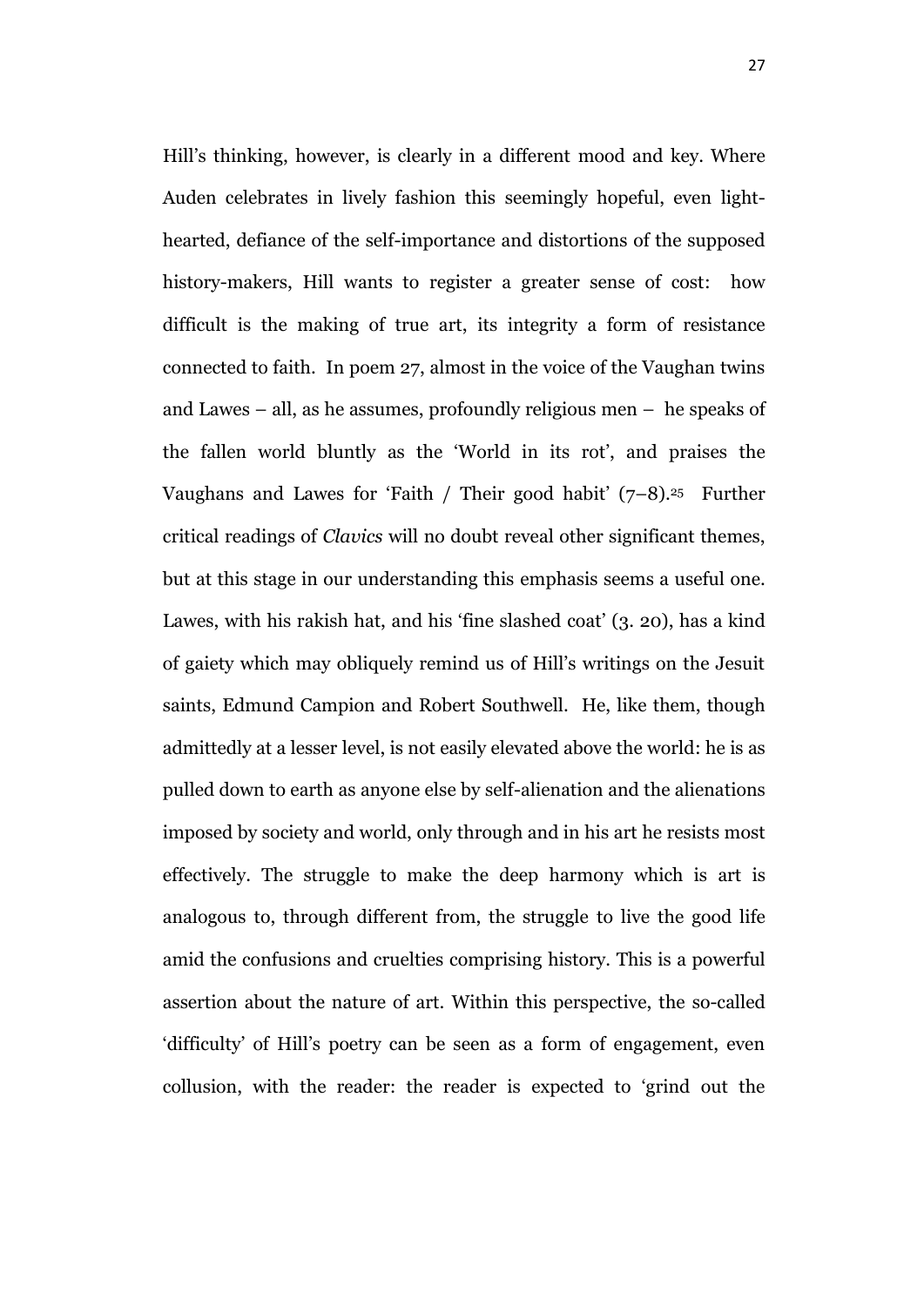Hill's thinking, however, is clearly in a different mood and key. Where Auden celebrates in lively fashion this seemingly hopeful, even light-hearted, defiance of the self-importance and distortions of the supposed history-makers, Hill wants to register a greater sense of cost: how difficult is the making of true art, its integrity a form of resistance connected to faith. In poem 27, almost in the voice of the Vaughan twins and Lawes – all, as he assumes, profoundly religious men – he speaks of the fallen world bluntly as the 'World in its rot', and praises the Vaughans and Lawes for 'Faith / Their good habit' (7–8).[25] Further critical readings of *Clavics* will no doubt reveal other significant themes, but at this stage in our understanding this emphasis seems a useful one. Lawes, with his rakish hat, and his 'fine slashed coat' (3. 20), has a kind of gaiety which may obliquely remind us of Hill's writings on the Jesuit saints, Edmund Campion and Robert Southwell. He, like them, though admittedly at a lesser level, is not easily elevated above the world: he is as pulled down to earth as anyone else by self-alienation and the alienations imposed by society and world, only through and in his art he resists most effectively. The struggle to make the deep harmony which is art is analogous to, through different from, the struggle to live the good life amid the confusions and cruelties comprising history. This is a powerful assertion about the nature of art. Within this perspective, the so-called 'difficulty' of Hill's poetry can be seen as a form of engagement, even collusion, with the reader: the reader is expected to 'grind out the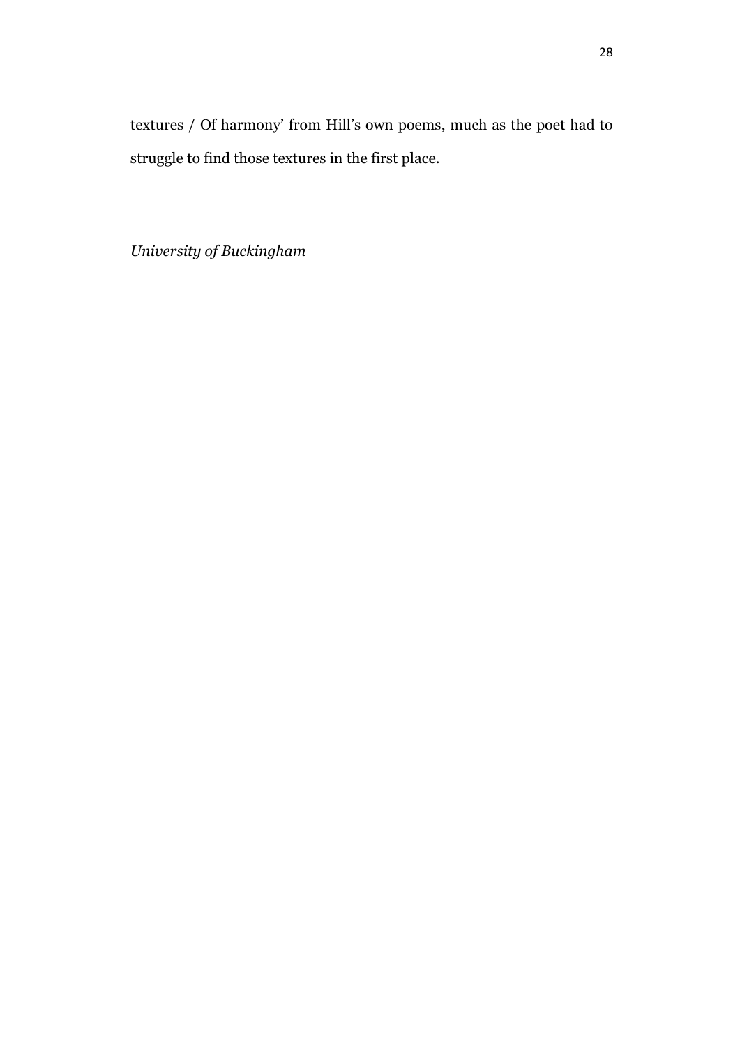textures / Of harmony' from Hill's own poems, much as the poet had to struggle to find those textures in the first place.

*University of Buckingham*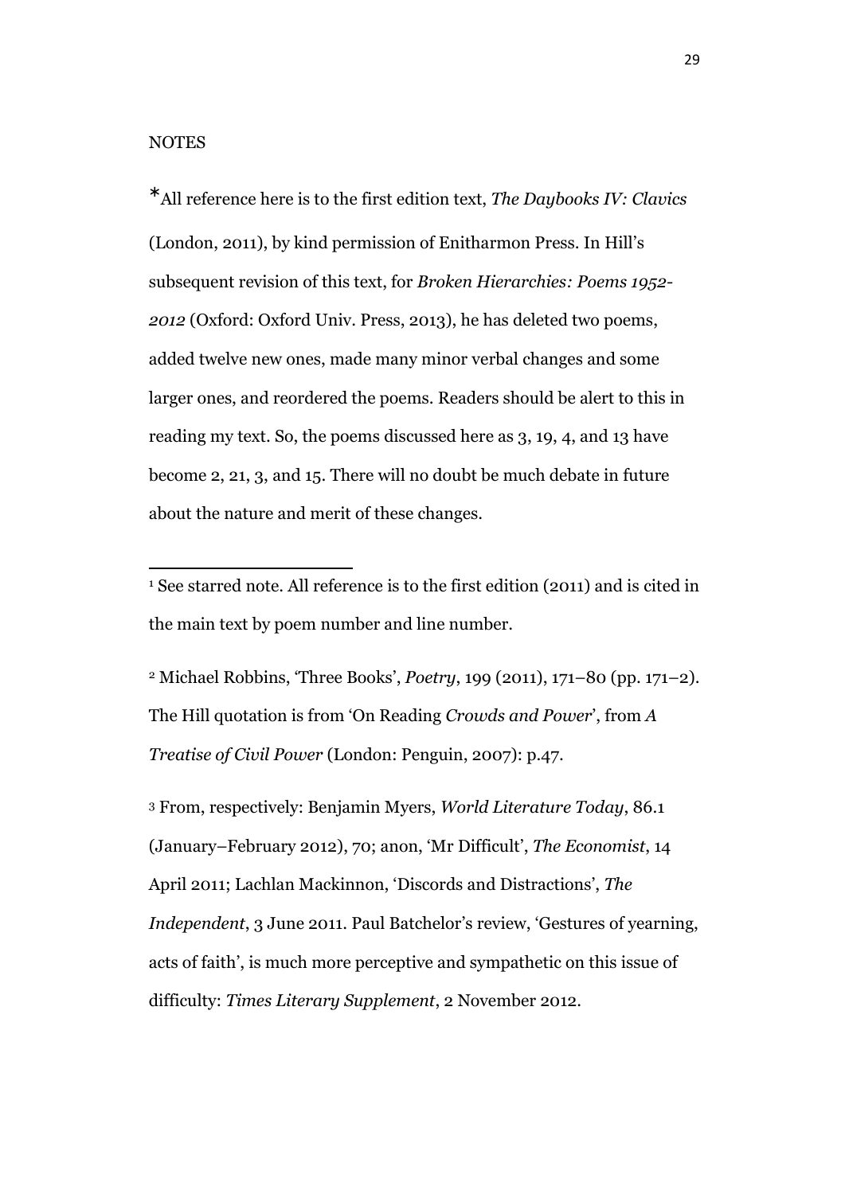NOTES

*All reference here is to the first edition text, *The Daybooks IV: Clavics* (London, 2011), by kind permission of Enitharmon Press. In Hill's subsequent revision of this text, for *Broken Hierarchies: Poems 1952-2012* (Oxford: Oxford Univ. Press, 2013), he has deleted two poems, added twelve new ones, made many minor verbal changes and some larger ones, and reordered the poems. Readers should be alert to this in reading my text. So, the poems discussed here as 3, 19, 4, and 13 have become 2, 21, 3, and 15. There will no doubt be much debate in future about the nature and merit of these changes.

---

[1] See starred note. All reference is to the first edition (2011) and is cited in the main text by poem number and line number.

[2] Michael Robbins, 'Three Books', *Poetry*, 199 (2011), 171–80 (pp. 171–2). The Hill quotation is from 'On Reading *Crowds and Power*', from *A Treatise of Civil Power* (London: Penguin, 2007): p.47.

[3] From, respectively: Benjamin Myers, *World Literature Today*, 86.1 (January–February 2012), 70; anon, 'Mr Difficult', *The Economist*, 14 April 2011; Lachlan Mackinnon, 'Discords and Distractions', *The Independent*, 3 June 2011. Paul Batchelor's review, 'Gestures of yearning, acts of faith', is much more perceptive and sympathetic on this issue of difficulty: *Times Literary Supplement*, 2 November 2012.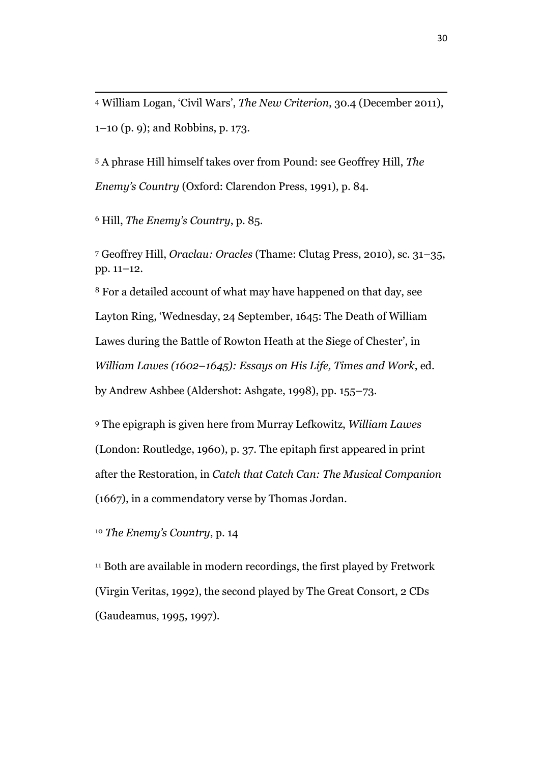[4] William Logan, 'Civil Wars', *The New Criterion*, 30.4 (December 2011), 1–10 (p. 9); and Robbins, p. 173.

[5] A phrase Hill himself takes over from Pound: see Geoffrey Hill, *The Enemy's Country* (Oxford: Clarendon Press, 1991), p. 84.

[6] Hill, *The Enemy's Country*, p. 85.

[7] Geoffrey Hill, *Oraclau: Oracles* (Thame: Clutag Press, 2010), sc. 31–35, pp. 11–12.

[8] For a detailed account of what may have happened on that day, see Layton Ring, 'Wednesday, 24 September, 1645: The Death of William Lawes during the Battle of Rowton Heath at the Siege of Chester', in *William Lawes (1602–1645): Essays on His Life, Times and Work*, ed. by Andrew Ashbee (Aldershot: Ashgate, 1998), pp. 155–73.

[9] The epigraph is given here from Murray Lefkowitz, *William Lawes* (London: Routledge, 1960), p. 37. The epitaph first appeared in print after the Restoration, in *Catch that Catch Can: The Musical Companion* (1667), in a commendatory verse by Thomas Jordan.

[10] *The Enemy's Country*, p. 14

[11] Both are available in modern recordings, the first played by Fretwork (Virgin Veritas, 1992), the second played by The Great Consort, 2 CDs (Gaudeamus, 1995, 1997).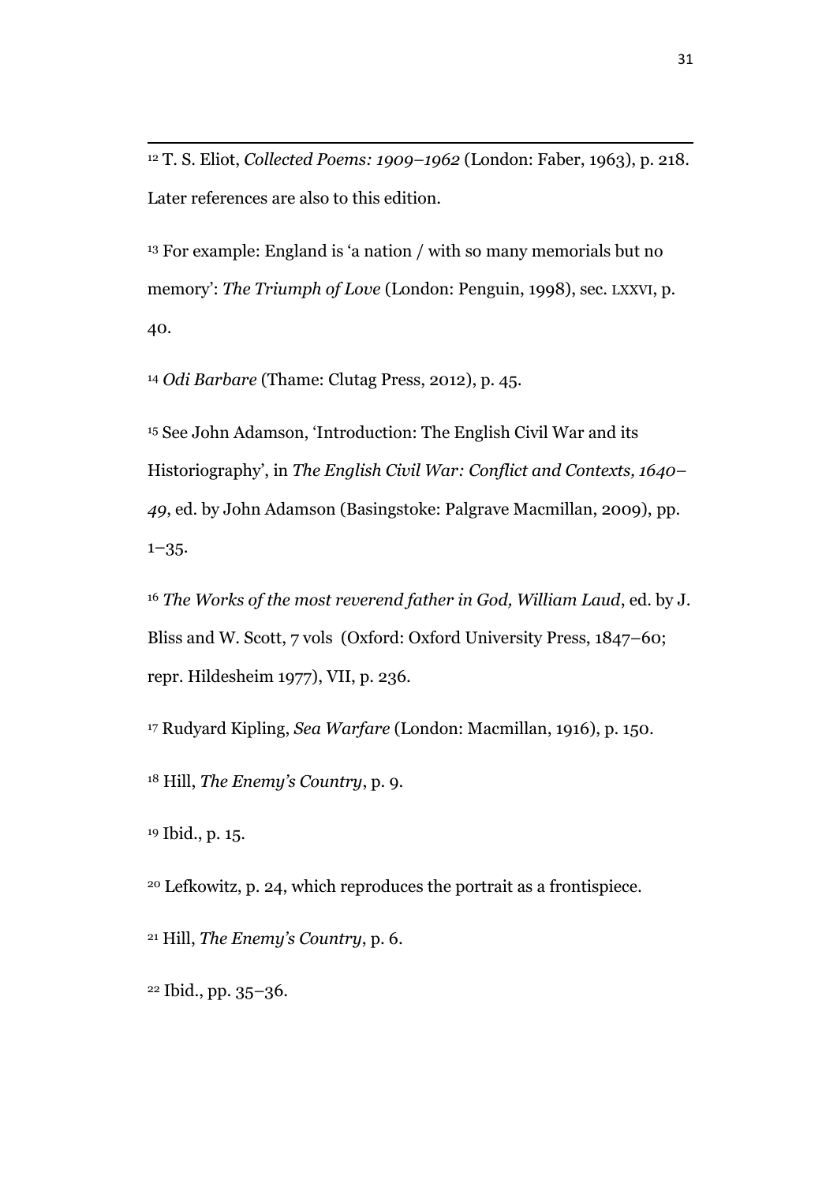[12] T. S. Eliot, *Collected Poems: 1909–1962* (London: Faber, 1963), p. 218. Later references are also to this edition.

[13] For example: England is 'a nation / with so many memorials but no memory': *The Triumph of Love* (London: Penguin, 1998), sec. LXXVI, p. 40.

[14] *Odi Barbare* (Thame: Clutag Press, 2012), p. 45.

[15] See John Adamson, 'Introduction: The English Civil War and its Historiography', in *The English Civil War: Conflict and Contexts, 1640–49*, ed. by John Adamson (Basingstoke: Palgrave Macmillan, 2009), pp. 1–35.

[16] *The Works of the most reverend father in God, William Laud*, ed. by J. Bliss and W. Scott, 7 vols (Oxford: Oxford University Press, 1847–60; repr. Hildesheim 1977), VII, p. 236.

[17] Rudyard Kipling, *Sea Warfare* (London: Macmillan, 1916), p. 150.

[18] Hill, *The Enemy's Country*, p. 9.

[19] Ibid., p. 15.

[20] Lefkowitz, p. 24, which reproduces the portrait as a frontispiece.

[21] Hill, *The Enemy's Country*, p. 6.

[22] Ibid., pp. 35–36.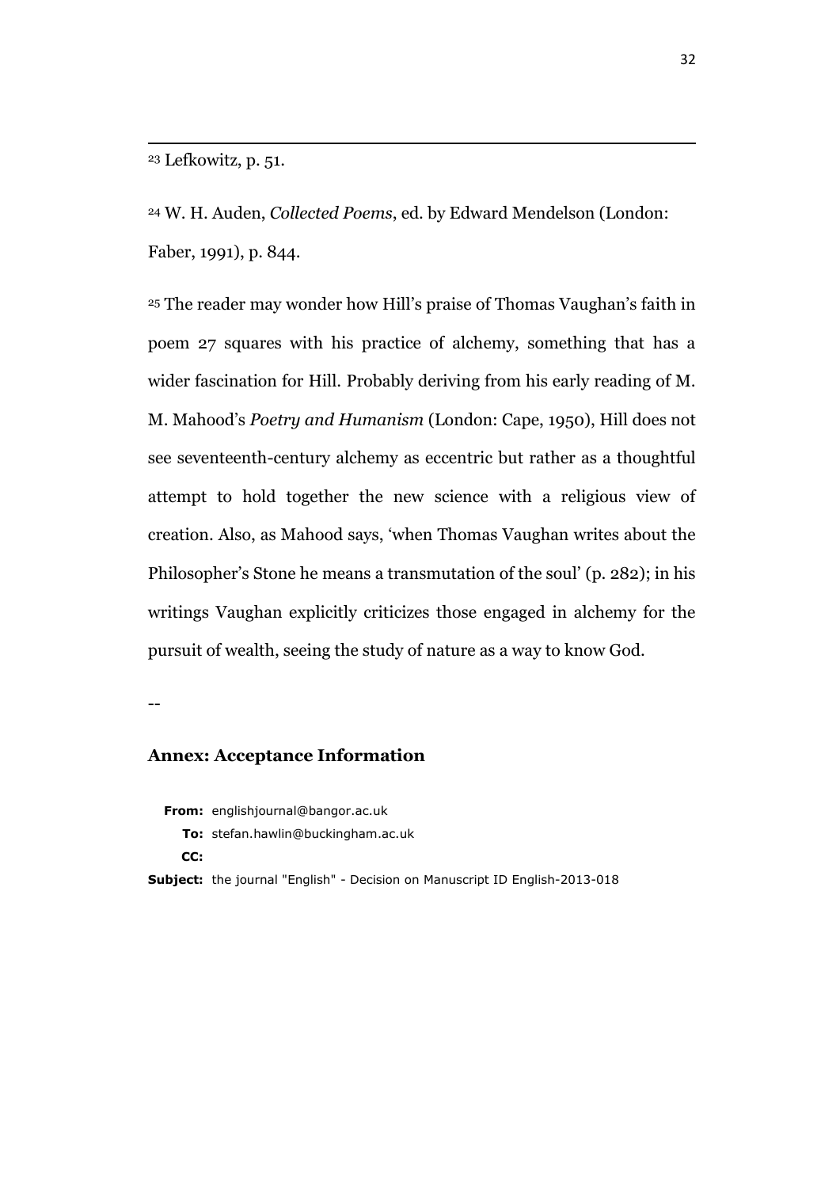[23] Lefkowitz, p. 51.

[24] W. H. Auden, *Collected Poems*, ed. by Edward Mendelson (London: Faber, 1991), p. 844.

[25] The reader may wonder how Hill's praise of Thomas Vaughan's faith in poem 27 squares with his practice of alchemy, something that has a wider fascination for Hill. Probably deriving from his early reading of M. M. Mahood's *Poetry and Humanism* (London: Cape, 1950), Hill does not see seventeenth-century alchemy as eccentric but rather as a thoughtful attempt to hold together the new science with a religious view of creation. Also, as Mahood says, 'when Thomas Vaughan writes about the Philosopher's Stone he means a transmutation of the soul' (p. 282); in his writings Vaughan explicitly criticizes those engaged in alchemy for the pursuit of wealth, seeing the study of nature as a way to know God.

--

## Annex: Acceptance Information

**From:** englishjournal@bangor.ac.uk
**To:** stefan.hawlin@buckingham.ac.uk
**CC:**
**Subject:** the journal "English" - Decision on Manuscript ID English-2013-018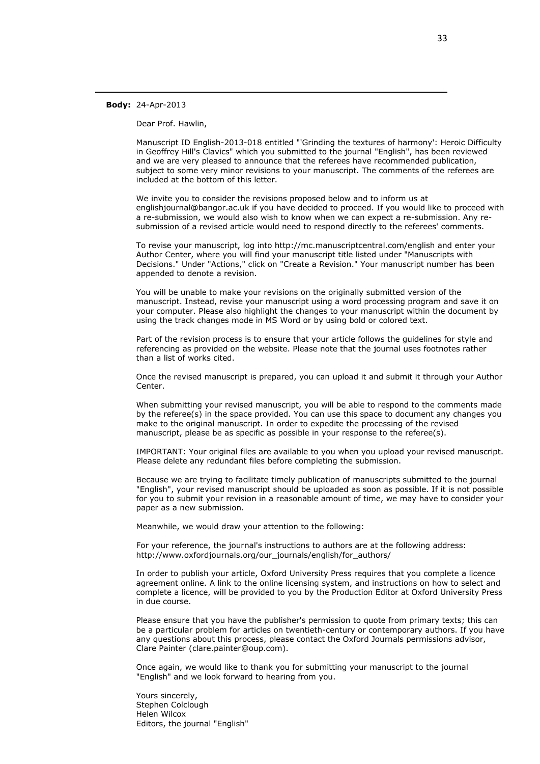**Body:** 24-Apr-2013

Dear Prof. Hawlin,

Manuscript ID English-2013-018 entitled "'Grinding the textures of harmony': Heroic Difficulty in Geoffrey Hill's Clavics" which you submitted to the journal "English", has been reviewed and we are very pleased to announce that the referees have recommended publication, subject to some very minor revisions to your manuscript. The comments of the referees are included at the bottom of this letter.

We invite you to consider the revisions proposed below and to inform us at englishjournal@bangor.ac.uk if you have decided to proceed. If you would like to proceed with a re-submission, we would also wish to know when we can expect a re-submission. Any re-submission of a revised article would need to respond directly to the referees' comments.

To revise your manuscript, log into http://mc.manuscriptcentral.com/english and enter your Author Center, where you will find your manuscript title listed under "Manuscripts with Decisions." Under "Actions," click on "Create a Revision." Your manuscript number has been appended to denote a revision.

You will be unable to make your revisions on the originally submitted version of the manuscript. Instead, revise your manuscript using a word processing program and save it on your computer. Please also highlight the changes to your manuscript within the document by using the track changes mode in MS Word or by using bold or colored text.

Part of the revision process is to ensure that your article follows the guidelines for style and referencing as provided on the website. Please note that the journal uses footnotes rather than a list of works cited.

Once the revised manuscript is prepared, you can upload it and submit it through your Author Center.

When submitting your revised manuscript, you will be able to respond to the comments made by the referee(s) in the space provided. You can use this space to document any changes you make to the original manuscript. In order to expedite the processing of the revised manuscript, please be as specific as possible in your response to the referee(s).

IMPORTANT: Your original files are available to you when you upload your revised manuscript. Please delete any redundant files before completing the submission.

Because we are trying to facilitate timely publication of manuscripts submitted to the journal "English", your revised manuscript should be uploaded as soon as possible. If it is not possible for you to submit your revision in a reasonable amount of time, we may have to consider your paper as a new submission.

Meanwhile, we would draw your attention to the following:

For your reference, the journal's instructions to authors are at the following address: http://www.oxfordjournals.org/our_journals/english/for_authors/

In order to publish your article, Oxford University Press requires that you complete a licence agreement online. A link to the online licensing system, and instructions on how to select and complete a licence, will be provided to you by the Production Editor at Oxford University Press in due course.

Please ensure that you have the publisher's permission to quote from primary texts; this can be a particular problem for articles on twentieth-century or contemporary authors. If you have any questions about this process, please contact the Oxford Journals permissions advisor, Clare Painter (clare.painter@oup.com).

Once again, we would like to thank you for submitting your manuscript to the journal "English" and we look forward to hearing from you.

Yours sincerely,  
Stephen Colclough  
Helen Wilcox  
Editors, the journal "English"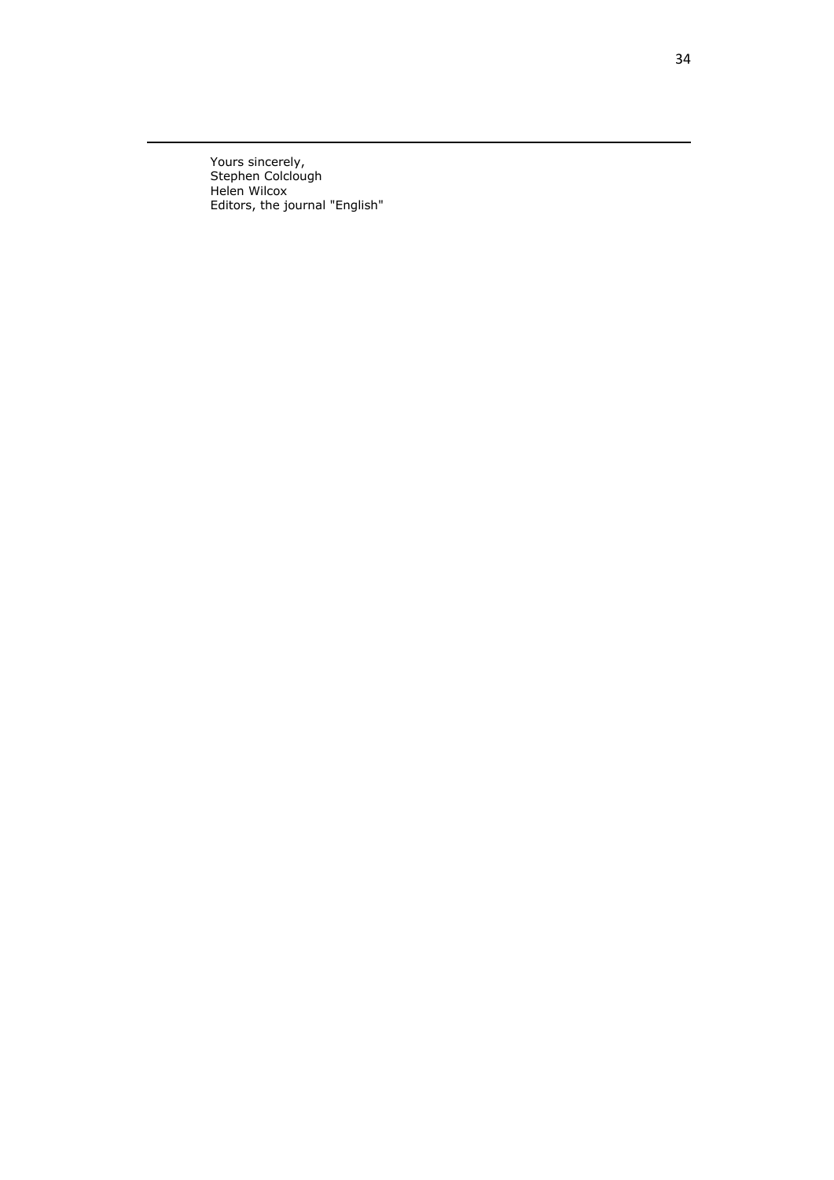---

Yours sincerely,
Stephen Colclough
Helen Wilcox
Editors, the journal "English"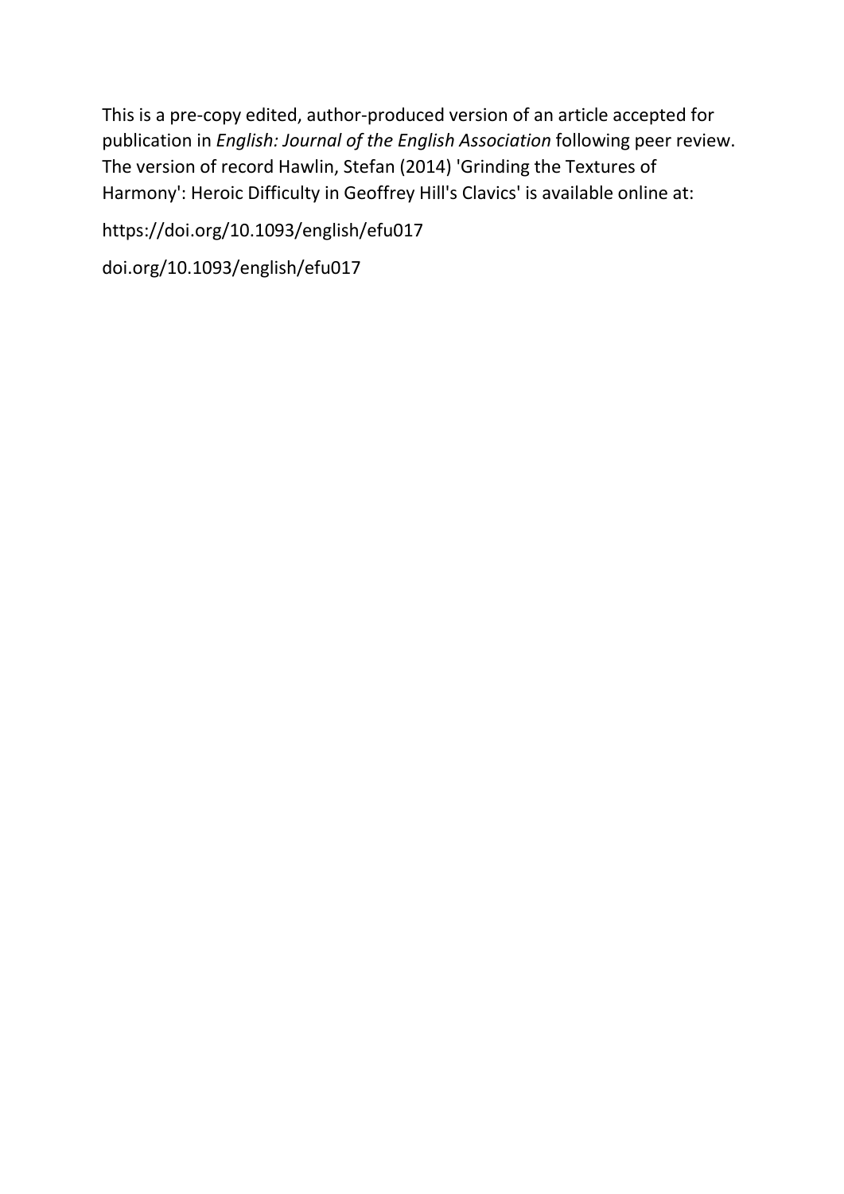This is a pre-copy edited, author-produced version of an article accepted for publication in *English: Journal of the English Association* following peer review. The version of record Hawlin, Stefan (2014) 'Grinding the Textures of Harmony': Heroic Difficulty in Geoffrey Hill's Clavics' is available online at:

https://doi.org/10.1093/english/efu017

doi.org/10.1093/english/efu017